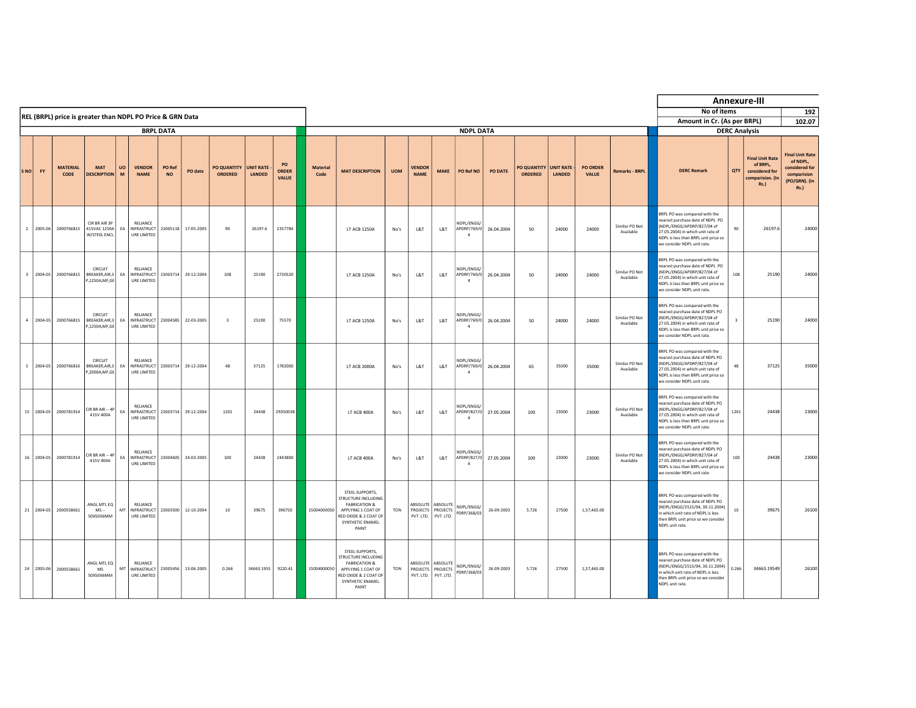## Annexure-III

| No of items | 192 |
|---|---|
| Amount in Cr. (As per BRPL) | 102.07 |

### REL (BRPL) price is greater than NDPL PO Price & GRN Data

| BRPL DATA | | | | | | | | | | | | NDPL DATA | | | | | | | | | | | | DERC Analysis | | | |
|---|---|---|---|---|---|---|---|---|---|---|---|---|---|---|---|---|---|---|---|---|---|---|---|---|---|---|---|
| S NO | FY | MATERIAL CODE | MAT DESCRIPTION | UOM | VENDOR NAME | PO Ref NO | PO date | PO QUANTITY ORDERED | UNIT RATE - LANDED | PO ORDER VALUE | Material Code | MAT DESCRIPTION | UOM | VENDOR NAME | MAKE | PO Ref NO | PO DATE | PO QUANTITY ORDERED | UNIT RATE - LANDED | PO ORDER VALUE | Remarks - BRPL | DERC Remark | QTY | Final Unit Rate of BRPL, considered for comparision. (In Rs.) | Final Unit Rate of NDPL, considered for comparision (PO/GRN). (In Rs.) |
| 2 | 2005-06 | 2000766815 | CIR BR AIR 3P 415VAC 1250A W/STEEL ENCL | EA | RELIANCE INFRASTRUCTURE LIMITED | 23005118 | 17-05-2005 | 90 | 26197.6 | 2357784 | | LT ACB 1250A | No's | L&T | L&T | NDPL/ENGG/APDRP/769/04 | 26.04.2004 | 50 | 24000 | 24000 | Similar PO Not Available | BRPL PO was compared with the nearest purchase date of NDPL PO (NDPL/ENGG/APDRP/827/04 of 27.05.2004) in which unit rate of NDPL is less then BRPL unit price so we consider NDPL unit rate. | 90 | 26197.6 | 24000 |
| 3 | 2004-05 | 2000766815 | CIRCUIT BREAKER,AIR,3P,1250A,MF,GE | EA | RELIANCE INFRASTRUCTURE LIMITED | 23003714 | 29-12-2004 | 108 | 25190 | 2720520 | | LT ACB 1250A | No's | L&T | L&T | NDPL/ENGG/APDRP/769/04 | 26.04.2004 | 50 | 24000 | 24000 | Similar PO Not Available | BRPL PO was compared with the nearest purchase date of NDPL PO (NDPL/ENGG/APDRP/827/04 of 27.05.2004) in which unit rate of NDPL is less then BRPL unit price so we consider NDPL unit rate. | 108 | 25190 | 24000 |
| 4 | 2004-05 | 2000766815 | CIRCUIT BREAKER,AIR,3P,1250A,MF,GE | EA | RELIANCE INFRASTRUCTURE LIMITED | 23004585 | 22-03-2005 | 3 | 25190 | 75570 | | LT ACB 1250A | No's | L&T | L&T | NDPL/ENGG/APDRP/769/04 | 26.04.2004 | 50 | 24000 | 24000 | Similar PO Not Available | BRPL PO was compared with the nearest purchase date of NDPL PO (NDPL/ENGG/APDRP/827/04 of 27.05.2004) in which unit rate of NDPL is less then BRPL unit price so we consider NDPL unit rate. | 3 | 25190 | 24000 |
| 5 | 2004-05 | 2000766816 | CIRCUIT BREAKER,AIR,3P,2000A,MF,GE | EA | RELIANCE INFRASTRUCTURE LIMITED | 23003714 | 29-12-2004 | 48 | 37125 | 1782000 | | LT ACB 2000A | No's | L&T | L&T | NDPL/ENGG/APDRP/769/04 | 26.04.2004 | 65 | 35000 | 35000 | Similar PO Not Available | BRPL PO was compared with the nearest purchase date of NDPL PO (NDPL/ENGG/APDRP/827/04 of 27.05.2004) in which unit rate of NDPL is less then BRPL unit price so we consider NDPL unit rate. | 48 | 37125 | 35000 |
| 15 | 2004-05 | 2000781914 | CIR BR AIR -- 4P 415V 400A | EA | RELIANCE INFRASTRUCTURE LIMITED | 23003714 | 29-12-2004 | 1201 | 24438 | 29350038 | | LT ACB 400A | No's | L&T | L&T | NDPL/ENGG/APDRP/827/04 | 27.05.2004 | 100 | 23000 | 23000 | Similar PO Not Available | BRPL PO was compared with the nearest purchase date of NDPL PO (NDPL/ENGG/APDRP/827/04 of 27.05.2004) in which unit rate of NDPL is less then BRPL unit price so we consider NDPL unit rate. | 1201 | 24438 | 23000 |
| 16 | 2004-05 | 2000781914 | CIR BR AIR -- 4P 415V 400A | EA | RELIANCE INFRASTRUCTURE LIMITED | 23004605 | 24-03-2005 | 100 | 24438 | 2443800 | | LT ACB 400A | No's | L&T | L&T | NDPL/ENGG/APDRP/827/04 | 27.05.2004 | 100 | 23000 | 23000 | Similar PO Not Available | BRPL PO was compared with the nearest purchase date of NDPL PO (NDPL/ENGG/APDRP/827/04 of 27.05.2004) in which unit rate of NDPL is less then BRPL unit price so we consider NDPL unit rate. | 100 | 24438 | 23000 |
| 21 | 2004-05 | 2000558661 | ANGL MTL EQ MS -- 50X50X6MM | MT | RELIANCE INFRASTRUCTURE LIMITED | 23003500 | 12-10-2004 | 10 | 39675 | 396750 | 15004000050 | STEEL SUPPORTS, STRUCTURE INCLUDING FABRICATION & APPLYING 1 COAT OF RED OXIDE & 2 COAT OF SYNTHETIC ENAMEL PAINT | TON | ABSOLUTE PROJECTS PVT. LTD. | ABSOLUTE PROJECTS PVT. LTD. | NDPL/ENGG/PDRP/368/03 | 26-09-2003 | 5.726 | 27500 | 1,57,465.00 | | BRPL PO was compared with the nearest purchase date of NDPL PO (NDPL/ENGG/2515/04, 30.11.2004) in which unit rate of NDPL is less then BRPL unit price so we consider NDPL unit rate. | 10 | 39675 | 26100 |
| 24 | 2005-06 | 2000558661 | ANGL MTL EQ MS 50X50X6MM | MT | RELIANCE INFRASTRUCTURE LIMITED | 23005456 | 13-06-2005 | 0.266 | 34663.1955 | 9220.41 | 15004000050 | STEEL SUPPORTS, STRUCTURE INCLUDING FABRICATION & APPLYING 1 COAT OF RED OXIDE & 2 COAT OF SYNTHETIC ENAMEL PAINT | TON | ABSOLUTE PROJECTS PVT. LTD. | ABSOLUTE PROJECTS PVT. LTD. | NDPL/ENGG/PDRP/368/03 | 26-09-2003 | 5.726 | 27500 | 1,57,465.00 | | BRPL PO was compared with the nearest purchase date of NDPL PO (NDPL/ENGG/2515/04, 30.11.2004) in which unit rate of NDPL is less then BRPL unit price so we consider NDPL unit rate. | 0.266 | 34663.19549 | 26100 |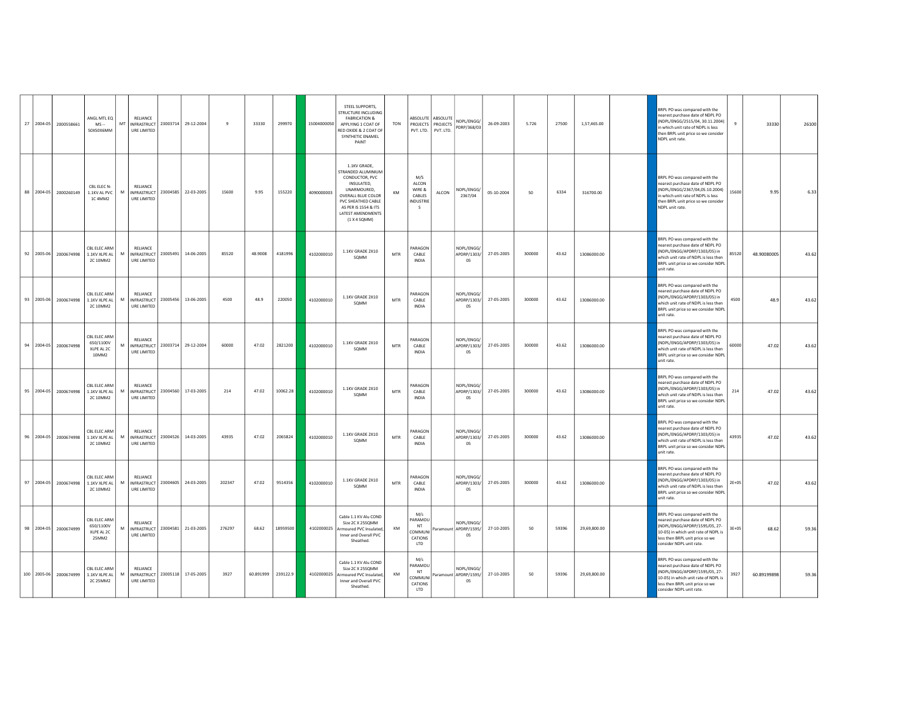| 27 | 2004-05 | 2000558661 | ANGL MTL EQ MS -- 50X50X6MM | MT | RELIANCE INFRASTRUCT URE LIMITED | 23003714 | 29-12-2004 | 9 | 33330 | 299970 | | 15004000050 | STEEL SUPPORTS, STRUCTURE INCLUDING FABRICATION & APPLYING 1 COAT OF RED OXIDE & 2 COAT OF SYNTHETIC ENAMEL PAINT | TON | ABSOLUTE PROJECTS PVT. LTD. | ABSOLUTE PROJECTS PVT. LTD. | NDPL/ENGG/ PDRP/368/03 | 26-09-2003 | 5.726 | 27500 | 1,57,465.00 | | | BRPL PO was compared with the nearest purchase date of NDPL PO (NDPL/ENGG/2515/04, 30.11.2004) in which unit rate of NDPL is less then BRPL unit price so we consider NDPL unit rate. | 9 | 33330 | 26100 |
|---|---|---|---|---|---|---|---|---|---|---|---|---|---|---|---|---|---|---|---|---|---|---|---|---|---|---|---|
| 88 | 2004-05 | 2000260149 | CBL ELEC N-1.1KV AL PVC 1C 4MM2 | M | RELIANCE INFRASTRUCT URE LIMITED | 23004585 | 22-03-2005 | 15600 | 9.95 | 155220 | | 4090000003 | 1.1KV GRADE, STRANDED ALUMINIUM CONDUCTOR, PVC INSULATED, UNARMOURED, OVERALL BLUE COLOR PVC SHEATHED CABLE AS PER IS 1554 & ITS LATEST AMENDMENTS (1 X 4 SQMM) | KM | M/S ALCON WIRE & CABLES INDUSTRIE S | ALCON | NDPL/ENGG/ 2367/04 | 05-10-2004 | 50 | 6334 | 316700.00 | | | BRPL PO was compared with the nearest purchase date of NDPL PO (NDPL/ENGG/2367/04,05.10.2004) in which unit rate of NDPL is less then BRPL unit price so we consider NDPL unit rate. | 15600 | 9.95 | 6.33 |
| 92 | 2005-06 | 2000674998 | CBL ELEC ARM 1.1KV XLPE AL 2C 10MM2 | M | RELIANCE INFRASTRUCT URE LIMITED | 23005491 | 14-06-2005 | 85520 | 48.9008 | 4181996 | | 4102000010 | 1.1KV GRADE 2X10 SQMM | MTR | PARAGON CABLE INDIA | | NDPL/ENGG/ APDRP/1303/ 05 | 27-05-2005 | 300000 | 43.62 | 13086000.00 | | | BRPL PO was compared with the nearest purchase date of NDPL PO (NDPL/ENGG/APDRP/1303/05) in which unit rate of NDPL is less then BRPL unit price so we consider NDPL unit rate. | 85520 | 48.90080005 | 43.62 |
| 93 | 2005-06 | 2000674998 | CBL ELEC ARM 1.1KV XLPE AL 2C 10MM2 | M | RELIANCE INFRASTRUCT URE LIMITED | 23005456 | 13-06-2005 | 4500 | 48.9 | 220050 | | 4102000010 | 1.1KV GRADE 2X10 SQMM | MTR | PARAGON CABLE INDIA | | NDPL/ENGG/ APDRP/1303/ 05 | 27-05-2005 | 300000 | 43.62 | 13086000.00 | | | BRPL PO was compared with the nearest purchase date of NDPL PO (NDPL/ENGG/APDRP/1303/05) in which unit rate of NDPL is less then BRPL unit price so we consider NDPL unit rate. | 4500 | 48.9 | 43.62 |
| 94 | 2004-05 | 2000674998 | CBL ELEC ARM 650/1100V XLPE AL 2C 10MM2 | M | RELIANCE INFRASTRUCT URE LIMITED | 23003714 | 29-12-2004 | 60000 | 47.02 | 2821200 | | 4102000010 | 1.1KV GRADE 2X10 SQMM | MTR | PARAGON CABLE INDIA | | NDPL/ENGG/ APDRP/1303/ 05 | 27-05-2005 | 300000 | 43.62 | 13086000.00 | | | BRPL PO was compared with the nearest purchase date of NDPL PO (NDPL/ENGG/APDRP/1303/05) in which unit rate of NDPL is less then BRPL unit price so we consider NDPL unit rate. | 60000 | 47.02 | 43.62 |
| 95 | 2004-05 | 2000674998 | CBL ELEC ARM 1.1KV XLPE AL 2C 10MM2 | M | RELIANCE INFRASTRUCT URE LIMITED | 23004560 | 17-03-2005 | 214 | 47.02 | 10062.28 | | 4102000010 | 1.1KV GRADE 2X10 SQMM | MTR | PARAGON CABLE INDIA | | NDPL/ENGG/ APDRP/1303/ 05 | 27-05-2005 | 300000 | 43.62 | 13086000.00 | | | BRPL PO was compared with the nearest purchase date of NDPL PO (NDPL/ENGG/APDRP/1303/05) in which unit rate of NDPL is less then BRPL unit price so we consider NDPL unit rate. | 214 | 47.02 | 43.62 |
| 96 | 2004-05 | 2000674998 | CBL ELEC ARM 1.1KV XLPE AL 2C 10MM2 | M | RELIANCE INFRASTRUCT URE LIMITED | 23004526 | 14-03-2005 | 43935 | 47.02 | 2065824 | | 4102000010 | 1.1KV GRADE 2X10 SQMM | MTR | PARAGON CABLE INDIA | | NDPL/ENGG/ APDRP/1303/ 05 | 27-05-2005 | 300000 | 43.62 | 13086000.00 | | | BRPL PO was compared with the nearest purchase date of NDPL PO (NDPL/ENGG/APDRP/1303/05) in which unit rate of NDPL is less then BRPL unit price so we consider NDPL unit rate. | 43935 | 47.02 | 43.62 |
| 97 | 2004-05 | 2000674998 | CBL ELEC ARM 1.1KV XLPE AL 2C 10MM2 | M | RELIANCE INFRASTRUCT URE LIMITED | 23004605 | 24-03-2005 | 202347 | 47.02 | 9514356 | | 4102000010 | 1.1KV GRADE 2X10 SQMM | MTR | PARAGON CABLE INDIA | | NDPL/ENGG/ APDRP/1303/ 05 | 27-05-2005 | 300000 | 43.62 | 13086000.00 | | | BRPL PO was compared with the nearest purchase date of NDPL PO (NDPL/ENGG/APDRP/1303/05) in which unit rate of NDPL is less then BRPL unit price so we consider NDPL unit rate. | 2E+05 | 47.02 | 43.62 |
| 98 | 2004-05 | 2000674999 | CBL ELEC ARM 650/1100V XLPE AL 2C 25MM2 | M | RELIANCE INFRASTRUCT URE LIMITED | 23004581 | 21-03-2005 | 276297 | 68.62 | 18959500 | | 4102000025 | Cable 1.1 KV Alu COND Size 2C X 25SQMM Armoured PVC Insulated, Inner and Overall PVC Sheathed. | KM | M/s PARAMOU NT COMMUNI CATIONS LTD | Paramount | NDPL/ENGG/ APDRP/1595/ 05 | 27-10-2005 | 50 | 59396 | 29,69,800.00 | | | BRPL PO was compared with the nearest purchase date of NDPL PO (NDPL/ENGG/APDRP/1595/05, 27-10-05) in which unit rate of NDPL is less then BRPL unit price so we consider NDPL unit rate. | 3E+05 | 68.62 | 59.36 |
| 100 | 2005-06 | 2000674999 | CBL ELEC ARM 1.1KV XLPE AL 2C 25MM2 | M | RELIANCE INFRASTRUCT URE LIMITED | 23005118 | 17-05-2005 | 3927 | 60.891999 | 239122.9 | | 4102000025 | Cable 1.1 KV Alu COND Size 2C X 25SQMM Armoured PVC Insulated, Inner and Overall PVC Sheathed. | KM | M/s PARAMOU NT COMMUNI CATIONS LTD | Paramount | NDPL/ENGG/ APDRP/1595/ 05 | 27-10-2005 | 50 | 59396 | 29,69,800.00 | | | BRPL PO was compared with the nearest purchase date of NDPL PO (NDPL/ENGG/APDRP/1595/05, 27-10-05) in which unit rate of NDPL is less then BRPL unit price so we consider NDPL unit rate. | 3927 | 60.89199898 | 59.36 |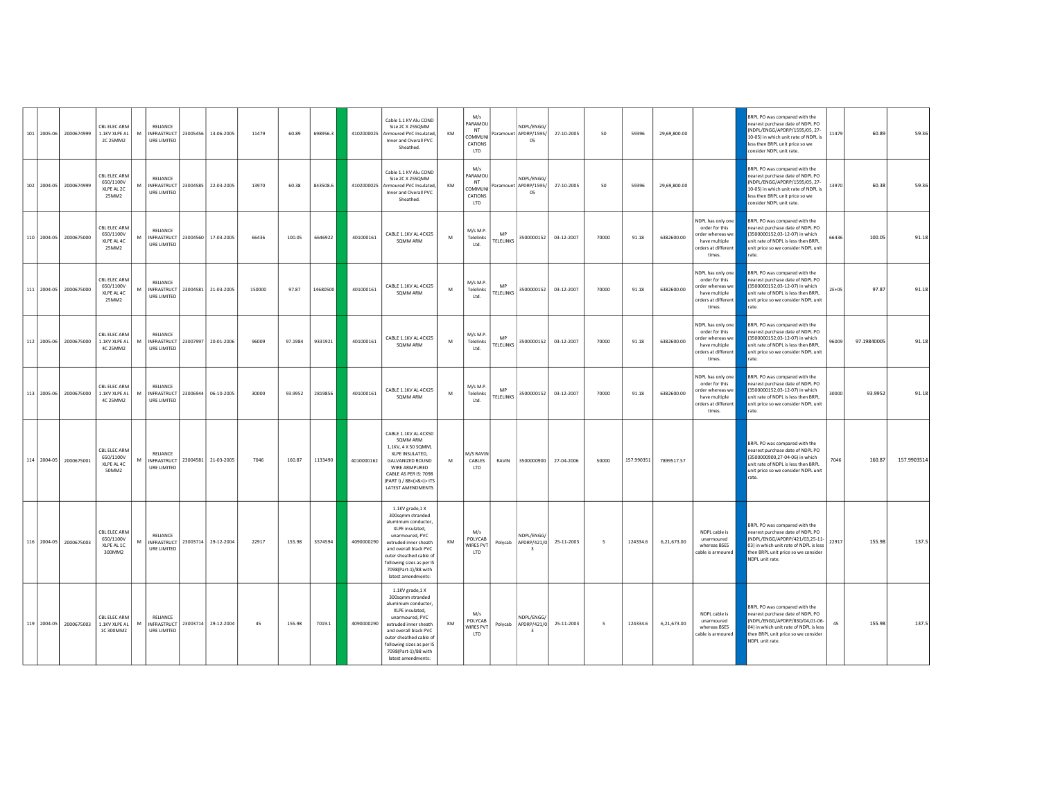| 101 | 2005-06 | 2000674999 | CBL ELEC ARM 1.1KV XLPE AL 2C 25MM2 | M | RELIANCE INFRASTRUCTURE LIMITED | 23005456 | 13-06-2005 | 11479 | 60.89 | 698956.3 | | 4102000025 | Cable 1.1 KV Alu COND Size 2C X 25SQMM Armoured PVC Insulated, Inner and Overall PVC Sheathed. | KM | M/s PARAMOUNT COMMUNICATIONS LTD | Paramount | NDPL/ENGG/APDRP/1595/05 | 27-10-2005 | 50 | 59396 | 29,69,800.00 | | | BRPL PO was compared with the nearest purchase date of NDPL PO (NDPL/ENGG/APDRP/1595/05, 27-10-05) in which unit rate of NDPL is less then BRPL unit price so we consider NDPL unit rate. | 11479 | 60.89 | 59.36 |
|---|---|---|---|---|---|---|---|---|---|---|---|---|---|---|---|---|---|---|---|---|---|---|---|---|---|---|---|
| 102 | 2004-05 | 2000674999 | CBL ELEC ARM 650/1100V XLPE AL 2C 25MM2 | M | RELIANCE INFRASTRUCTURE LIMITED | 23004585 | 22-03-2005 | 13970 | 60.38 | 843508.6 | | 4102000025 | Cable 1.1 KV Alu COND Size 2C X 25SQMM Armoured PVC Insulated, Inner and Overall PVC Sheathed. | KM | M/s PARAMOUNT COMMUNICATIONS LTD | Paramount | NDPL/ENGG/APDRP/1595/05 | 27-10-2005 | 50 | 59396 | 29,69,800.00 | | | BRPL PO was compared with the nearest purchase date of NDPL PO (NDPL/ENGG/APDRP/1595/05, 27-10-05) in which unit rate of NDPL is less then BRPL unit price so we consider NDPL unit rate. | 13970 | 60.38 | 59.36 |
| 110 | 2004-05 | 2000675000 | CBL ELEC ARM 650/1100V XLPE AL 4C 25MM2 | M | RELIANCE INFRASTRUCTURE LIMITED | 23004560 | 17-03-2005 | 66436 | 100.05 | 6646922 | | 401000161 | CABLE 1.1KV AL 4CX25 SQMM ARM | M | M/s M.P. Telelinks Ltd. | MP TELELINKS | 3500000152 | 03-12-2007 | 70000 | 91.18 | 6382600.00 | NDPL has only one order for this order whereas we have multiple orders at different times. | | BRPL PO was compared with the nearest purchase date of NDPL PO (3500000152,03-12-07) in which unit rate of NDPL is less then BRPL unit price so we consider NDPL unit rate. | 66436 | 100.05 | 91.18 |
| 111 | 2004-05 | 2000675000 | CBL ELEC ARM 650/1100V XLPE AL 4C 25MM2 | M | RELIANCE INFRASTRUCTURE LIMITED | 23004581 | 21-03-2005 | 150000 | 97.87 | 14680500 | | 401000161 | CABLE 1.1KV AL 4CX25 SQMM ARM | M | M/s M.P. Telelinks Ltd. | MP TELELINKS | 3500000152 | 03-12-2007 | 70000 | 91.18 | 6382600.00 | NDPL has only one order for this order whereas we have multiple orders at different times. | | BRPL PO was compared with the nearest purchase date of NDPL PO (3500000152,03-12-07) in which unit rate of NDPL is less then BRPL unit price so we consider NDPL unit rate. | 2E+05 | 97.87 | 91.18 |
| 112 | 2005-06 | 2000675000 | CBL ELEC ARM 1.1KV XLPE AL 4C 25MM2 | M | RELIANCE INFRASTRUCTURE LIMITED | 23007997 | 20-01-2006 | 96009 | 97.1984 | 9331921 | | 401000161 | CABLE 1.1KV AL 4CX25 SQMM ARM | M | M/s M.P. Telelinks Ltd. | MP TELELINKS | 3500000152 | 03-12-2007 | 70000 | 91.18 | 6382600.00 | NDPL has only one order for this order whereas we have multiple orders at different times. | | BRPL PO was compared with the nearest purchase date of NDPL PO (3500000152,03-12-07) in which unit rate of NDPL is less then BRPL unit price so we consider NDPL unit rate. | 96009 | 97.19840005 | 91.18 |
| 113 | 2005-06 | 2000675000 | CBL ELEC ARM 1.1KV XLPE AL 4C 25MM2 | M | RELIANCE INFRASTRUCTURE LIMITED | 23006944 | 06-10-2005 | 30000 | 93.9952 | 2819856 | | 401000161 | CABLE 1.1KV AL 4CX25 SQMM ARM | M | M/s M.P. Telelinks Ltd. | MP TELELINKS | 3500000152 | 03-12-2007 | 70000 | 91.18 | 6382600.00 | NDPL has only one order for this order whereas we have multiple orders at different times. | | BRPL PO was compared with the nearest purchase date of NDPL PO (3500000152,03-12-07) in which unit rate of NDPL is less then BRPL unit price so we consider NDPL unit rate. | 30000 | 93.9952 | 91.18 |
| 114 | 2004-05 | 2000675001 | CBL ELEC ARM 650/1100V XLPE AL 4C 50MM2 | M | RELIANCE INFRASTRUCTURE LIMITED | 23004581 | 21-03-2005 | 7046 | 160.87 | 1133490 | | 4010000162 | CABLE 1.1KV AL 4CX50 SQMM ARM 1,1KV, 4 X 50 SQMM, XLPE INSULATED, GALVANIZED ROUND WIRE ARMPURED CABLE AS PER IS: 7098 (PART I) / 88<(>&<)> ITS LATEST AMENDMENTS | M | M/S RAVIN CABLES LTD | RAVIN | 3500000900 | 27-04-2006 | 50000 | 157.990351 | 7899517.57 | | | BRPL PO was compared with the nearest purchase date of NDPL PO (3500000900,27-04-06) in which unit rate of NDPL is less then BRPL unit price so we consider NDPL unit rate. | 7046 | 160.87 | 157.9903514 |
| 116 | 2004-05 | 2000675003 | CBL ELEC ARM 650/1100V XLPE AL 1C 300MM2 | M | RELIANCE INFRASTRUCTURE LIMITED | 23003714 | 29-12-2004 | 22917 | 155.98 | 3574594 | | 4090000290 | 1.1KV grade,1 X 300sqmm stranded aluminium conductor, XLPE insulated, unarmoured, PVC extruded inner sheath and overall black PVC outer sheathed cable of following sizes as per IS 7098(Part-1)/88 with latest amendments: | KM | M/s POLYCAB WIRES PVT LTD | Polycab | NDPL/ENGG/APDRP/421/03 | 25-11-2003 | 5 | 124334.6 | 6,21,673.00 | NDPL cable is unarmoured whereas BSES cable is armoured | | BRPL PO was compared with the nearest purchase date of NDPL PO (NDPL/ENGG/APDRP/421/03,25-11-03) in which unit rate of NDPL is less then BRPL unit price so we consider NDPL unit rate. | 22917 | 155.98 | 137.5 |
| 119 | 2004-05 | 2000675003 | CBL ELEC ARM 1.1KV XLPE AL 1C 300MM2 | M | RELIANCE INFRASTRUCTURE LIMITED | 23003714 | 29-12-2004 | 45 | 155.98 | 7019.1 | | 4090000290 | 1.1KV grade,1 X 300sqmm stranded aluminium conductor, XLPE insulated, unarmoured, PVC extruded inner sheath and overall black PVC outer sheathed cable of following sizes as per IS 7098(Part-1)/88 with latest amendments: | KM | M/s POLYCAB WIRES PVT LTD | Polycab | NDPL/ENGG/APDRP/421/03 | 25-11-2003 | 5 | 124334.6 | 6,21,673.00 | NDPL cable is unarmoured whereas BSES cable is armoured | | BRPL PO was compared with the nearest purchase date of NDPL PO (NDPL/ENGG/APDRP/830/04,01-06-04) in which unit rate of NDPL is less then BRPL unit price so we consider NDPL unit rate. | 45 | 155.98 | 137.5 |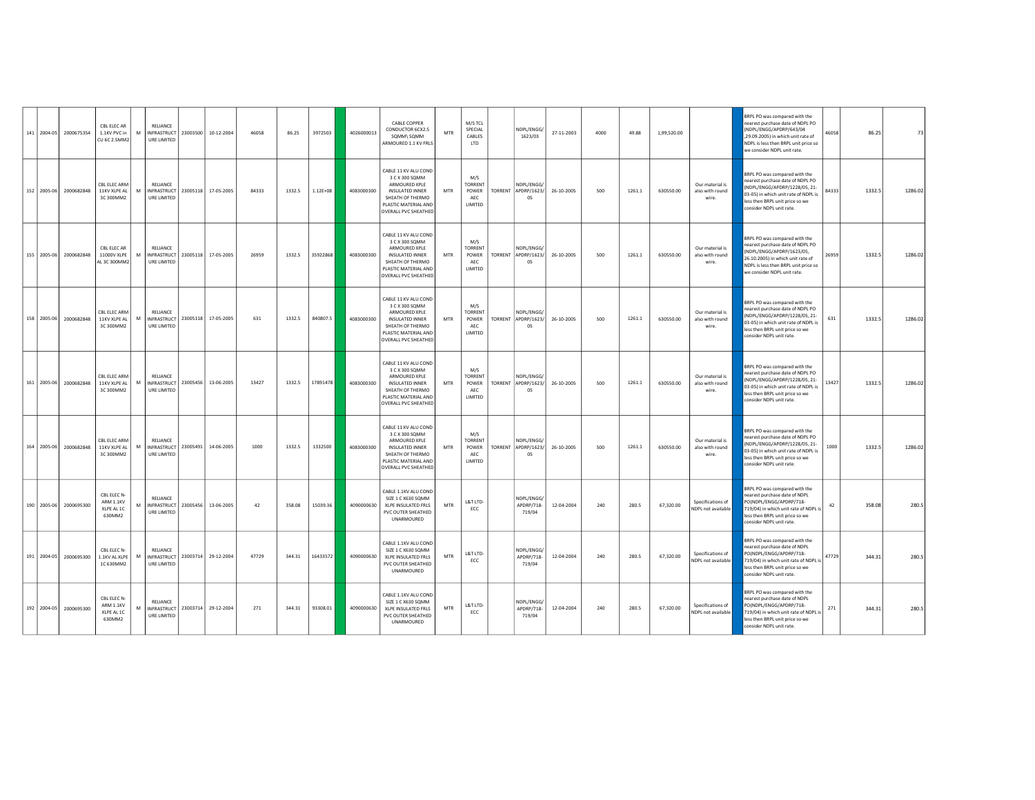| 141 | 2004-05 | 2000675354 | CBL ELEC AR 1.1KV PVC in CU 6C 2.5MM2 | M | RELIANCE INFRASTRUCTURE LIMITED | 23003500 | 10-12-2004 | 46058 | 86.25 | 3972503 | | 4026000013 | CABLE COPPER CONDUCTOR 6CX2.5 SQMM\ SQMM ARMOURED 1.1 KV FRLS | MTR | M/S TCL SPECIAL CABLES LTD | | NDPL/ENGG/1623/03 | 27-11-2003 | 4000 | 49.88 | 1,99,520.00 | | | BRPL PO was compared with the nearest purchase date of NDPL PO (NDPL/ENGG/APDRP/643/04 ,29.09.2005) in which unit rate of NDPL is less then BRPL unit price so we consider NDPL unit rate. | 46058 | 86.25 | 73 |
|---|---|---|---|---|---|---|---|---|---|---|---|---|---|---|---|---|---|---|---|---|---|---|---|---|---|---|---|
| 152 | 2005-06 | 2000682848 | CBL ELEC ARM 11KV XLPE AL 3C 300MM2 | M | RELIANCE INFRASTRUCTURE LIMITED | 23005118 | 17-05-2005 | 84333 | 1332.5 | 1.12E+08 | | 4083000300 | CABLE 11 KV ALU COND 3 C X 300 SQMM ARMOURED XPLE INSULATED INNER SHEATH OF THERMO PLASTIC MATERIAL AND OVERALL PVC SHEATHED | MTR | M/S TORRENT POWER AEC LIMITED | TORRENT | NDPL/ENGG/APDRP/1623/05 | 26-10-2005 | 500 | 1261.1 | 630550.00 | Our material is also with round wire. | | BRPL PO was compared with the nearest purchase date of NDPL PO (NDPL/ENGG/APDRP/1228/05, 21-03-05) in which unit rate of NDPL is less then BRPL unit price so we consider NDPL unit rate. | 84333 | 1332.5 | 1286.02 |
| 155 | 2005-06 | 2000682848 | CBL ELEC AR 11000V XLPE AL 3C 300MM2 | M | RELIANCE INFRASTRUCTURE LIMITED | 23005118 | 17-05-2005 | 26959 | 1332.5 | 35922868 | | 4083000300 | CABLE 11 KV ALU COND 3 C X 300 SQMM ARMOURED XPLE INSULATED INNER SHEATH OF THERMO PLASTIC MATERIAL AND OVERALL PVC SHEATHED | MTR | M/S TORRENT POWER AEC LIMITED | TORRENT | NDPL/ENGG/APDRP/1623/05 | 26-10-2005 | 500 | 1261.1 | 630550.00 | Our material is also with round wire. | | BRPL PO was compared with the nearest purchase date of NDPL PO (NDPL/ENGG/APDRP/1623/05, 26.10.2005) in which unit rate of NDPL is less then BRPL unit price so we consider NDPL unit rate. | 26959 | 1332.5 | 1286.02 |
| 158 | 2005-06 | 2000682848 | CBL ELEC ARM 11KV XLPE AL 3C 300MM2 | M | RELIANCE INFRASTRUCTURE LIMITED | 23005118 | 17-05-2005 | 631 | 1332.5 | 840807.5 | | 4083000300 | CABLE 11 KV ALU COND 3 C X 300 SQMM ARMOURED XPLE INSULATED INNER SHEATH OF THERMO PLASTIC MATERIAL AND OVERALL PVC SHEATHED | MTR | M/S TORRENT POWER AEC LIMITED | TORRENT | NDPL/ENGG/APDRP/1623/05 | 26-10-2005 | 500 | 1261.1 | 630550.00 | Our material is also with round wire. | | BRPL PO was compared with the nearest purchase date of NDPL PO (NDPL/ENGG/APDRP/1228/05, 21-03-05) in which unit rate of NDPL is less then BRPL unit price so we consider NDPL unit rate. | 631 | 1332.5 | 1286.02 |
| 161 | 2005-06 | 2000682848 | CBL ELEC ARM 11KV XLPE AL 3C 300MM2 | M | RELIANCE INFRASTRUCTURE LIMITED | 23005456 | 13-06-2005 | 13427 | 1332.5 | 17891478 | | 4083000300 | CABLE 11 KV ALU COND 3 C X 300 SQMM ARMOURED XPLE INSULATED INNER SHEATH OF THERMO PLASTIC MATERIAL AND OVERALL PVC SHEATHED | MTR | M/S TORRENT POWER AEC LIMITED | TORRENT | NDPL/ENGG/APDRP/1623/05 | 26-10-2005 | 500 | 1261.1 | 630550.00 | Our material is also with round wire. | | BRPL PO was compared with the nearest purchase date of NDPL PO (NDPL/ENGG/APDRP/1228/05, 21-03-05) in which unit rate of NDPL is less then BRPL unit price so we consider NDPL unit rate. | 13427 | 1332.5 | 1286.02 |
| 164 | 2005-06 | 2000682848 | CBL ELEC ARM 11KV XLPE AL 3C 300MM2 | M | RELIANCE INFRASTRUCTURE LIMITED | 23005491 | 14-06-2005 | 1000 | 1332.5 | 1332500 | | 4083000300 | CABLE 11 KV ALU COND 3 C X 300 SQMM ARMOURED XPLE INSULATED INNER SHEATH OF THERMO PLASTIC MATERIAL AND OVERALL PVC SHEATHED | MTR | M/S TORRENT POWER AEC LIMITED | TORRENT | NDPL/ENGG/APDRP/1623/05 | 26-10-2005 | 500 | 1261.1 | 630550.00 | Our material is also with round wire. | | BRPL PO was compared with the nearest purchase date of NDPL PO (NDPL/ENGG/APDRP/1228/05, 21-03-05) in which unit rate of NDPL is less then BRPL unit price so we consider NDPL unit rate. | 1000 | 1332.5 | 1286.02 |
| 190 | 2005-06 | 2000695300 | CBL ELEC N-ARM 1.1KV XLPE AL 1C 630MM2 | M | RELIANCE INFRASTRUCTURE LIMITED | 23005456 | 13-06-2005 | 42 | 358.08 | 15039.36 | | 4090000630 | CABLE 1.1KV ALU COND SIZE 1 C X630 SQMM XLPE INSULATED FRLS PVC OUTER SHEATHED UNARMOURED | MTR | L&T LTD-ECC | | NDPL/ENGG/APDRP/718-719/04 | 12-04-2004 | 240 | 280.5 | 67,320.00 | Specifications of NDPL not available | | BRPL PO was compared with the nearest purchase date of NDPL PO(NDPL/ENGG/APDRP/718-719/04) in which unit rate of NDPL is less then BRPL unit price so we consider NDPL unit rate. | 42 | 358.08 | 280.5 |
| 191 | 2004-05 | 2000695300 | CBL ELEC N-1.1KV AL XLPE 1C 630MM2 | M | RELIANCE INFRASTRUCTURE LIMITED | 23003714 | 29-12-2004 | 47729 | 344.31 | 16433572 | | 4090000630 | CABLE 1.1KV ALU COND SIZE 1 C X630 SQMM XLPE INSULATED FRLS PVC OUTER SHEATHED UNARMOURED | MTR | L&T LTD-ECC | | NDPL/ENGG/APDRP/718-719/04 | 12-04-2004 | 240 | 280.5 | 67,320.00 | Specifications of NDPL not available | | BRPL PO was compared with the nearest purchase date of NDPL PO(NDPL/ENGG/APDRP/718-719/04) in which unit rate of NDPL is less then BRPL unit price so we consider NDPL unit rate. | 47729 | 344.31 | 280.5 |
| 192 | 2004-05 | 2000695300 | CBL ELEC N-ARM 1.1KV XLPE AL 1C 630MM2 | M | RELIANCE INFRASTRUCTURE LIMITED | 23003714 | 29-12-2004 | 271 | 344.31 | 93308.01 | | 4090000630 | CABLE 1.1KV ALU COND SIZE 1 C X630 SQMM XLPE INSULATED FRLS PVC OUTER SHEATHED UNARMOURED | MTR | L&T LTD-ECC | | NDPL/ENGG/APDRP/718-719/04 | 12-04-2004 | 240 | 280.5 | 67,320.00 | Specifications of NDPL not available | | BRPL PO was compared with the nearest purchase date of NDPL PO(NDPL/ENGG/APDRP/718-719/04) in which unit rate of NDPL is less then BRPL unit price so we consider NDPL unit rate. | 271 | 344.31 | 280.5 |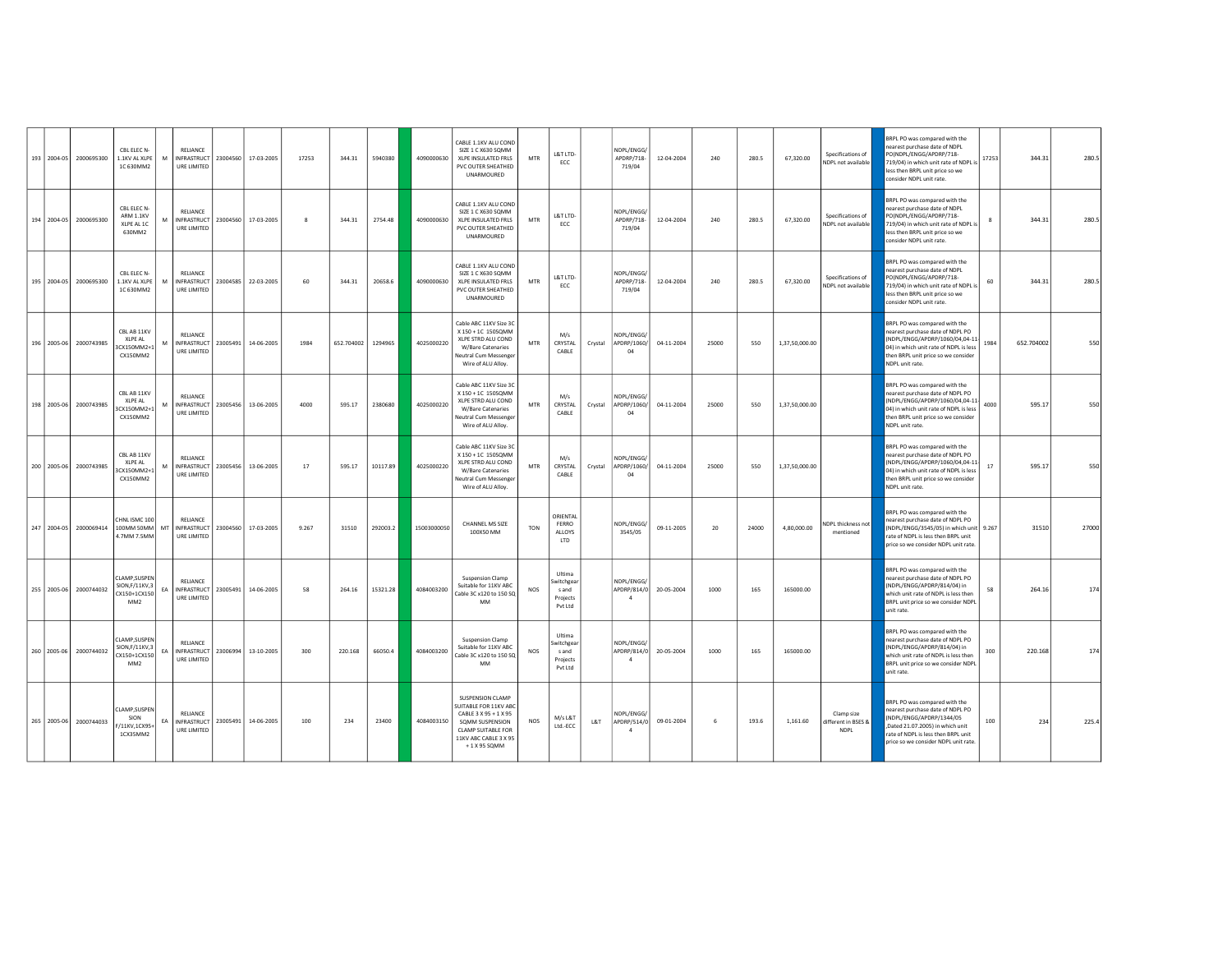| 193 | 2004-05 | 2000695300 | CBL ELEC N-1.1KV AL XLPE 1C 630MM2 | M | RELIANCE INFRASTRUCTURE LIMITED | 23004560 | 17-03-2005 | 17253 | 344.31 | 5940380 | | 4090000630 | CABLE 1.1KV ALU COND SIZE 1 C X630 SQMM XLPE INSULATED FRLS PVC OUTER SHEATHED UNARMOURED | MTR | L&T LTD-ECC | | NDPL/ENGG/APDRP/718-719/04 | 12-04-2004 | 240 | 280.5 | 67,320.00 | Specifications of NDPL not available | | BRPL PO was compared with the nearest purchase date of NDPL PO(NDPL/ENGG/APDRP/718-719/04) in which unit rate of NDPL is less then BRPL unit price so we consider NDPL unit rate. | 17253 | 344.31 | 280.5 |
|---|---|---|---|---|---|---|---|---|---|---|---|---|---|---|---|---|---|---|---|---|---|---|---|---|---|---|---|
| 194 | 2004-05 | 2000695300 | CBL ELEC N-ARM 1.1KV XLPE AL 1C 630MM2 | M | RELIANCE INFRASTRUCTURE LIMITED | 23004560 | 17-03-2005 | 8 | 344.31 | 2754.48 | | 4090000630 | CABLE 1.1KV ALU COND SIZE 1 C X630 SQMM XLPE INSULATED FRLS PVC OUTER SHEATHED UNARMOURED | MTR | L&T LTD-ECC | | NDPL/ENGG/APDRP/718-719/04 | 12-04-2004 | 240 | 280.5 | 67,320.00 | Specifications of NDPL not available | | BRPL PO was compared with the nearest purchase date of NDPL PO(NDPL/ENGG/APDRP/718-719/04) in which unit rate of NDPL is less then BRPL unit price so we consider NDPL unit rate. | 8 | 344.31 | 280.5 |
| 195 | 2004-05 | 2000695300 | CBL ELEC N-1.1KV AL XLPE 1C 630MM2 | M | RELIANCE INFRASTRUCTURE LIMITED | 23004585 | 22-03-2005 | 60 | 344.31 | 20658.6 | | 4090000630 | CABLE 1.1KV ALU COND SIZE 1 C X630 SQMM XLPE INSULATED FRLS PVC OUTER SHEATHED UNARMOURED | MTR | L&T LTD-ECC | | NDPL/ENGG/APDRP/718-719/04 | 12-04-2004 | 240 | 280.5 | 67,320.00 | Specifications of NDPL not available | | BRPL PO was compared with the nearest purchase date of NDPL PO(NDPL/ENGG/APDRP/718-719/04) in which unit rate of NDPL is less then BRPL unit price so we consider NDPL unit rate. | 60 | 344.31 | 280.5 |
| 196 | 2005-06 | 2000743985 | CBL AB 11KV XLPE AL 3CX150MM2+1CX150MM2 | M | RELIANCE INFRASTRUCTURE LIMITED | 23005491 | 14-06-2005 | 1984 | 652.704002 | 1294965 | | 4025000220 | Cable ABC 11KV Size 3C X 150 + 1C 150SQMM XLPE STRD ALU COND W/Bare Catenaries Neutral Cum Messenger Wire of ALU Alloy. | MTR | M/s CRYSTAL CABLE | Crystal | NDPL/ENGG/APDRP/1060/04 | 04-11-2004 | 25000 | 550 | 1,37,50,000.00 | | | BRPL PO was compared with the nearest purchase date of NDPL PO (NDPL/ENGG/APDRP/1060/04,04-11-04) in which unit rate of NDPL is less then BRPL unit price so we consider NDPL unit rate. | 1984 | 652.704002 | 550 |
| 198 | 2005-06 | 2000743985 | CBL AB 11KV XLPE AL 3CX150MM2+1CX150MM2 | M | RELIANCE INFRASTRUCTURE LIMITED | 23005456 | 13-06-2005 | 4000 | 595.17 | 2380680 | | 4025000220 | Cable ABC 11KV Size 3C X 150 + 1C 150SQMM XLPE STRD ALU COND W/Bare Catenaries Neutral Cum Messenger Wire of ALU Alloy. | MTR | M/s CRYSTAL CABLE | Crystal | NDPL/ENGG/APDRP/1060/04 | 04-11-2004 | 25000 | 550 | 1,37,50,000.00 | | | BRPL PO was compared with the nearest purchase date of NDPL PO (NDPL/ENGG/APDRP/1060/04,04-11-04) in which unit rate of NDPL is less then BRPL unit price so we consider NDPL unit rate. | 4000 | 595.17 | 550 |
| 200 | 2005-06 | 2000743985 | CBL AB 11KV XLPE AL 3CX150MM2+1CX150MM2 | M | RELIANCE INFRASTRUCTURE LIMITED | 23005456 | 13-06-2005 | 17 | 595.17 | 10117.89 | | 4025000220 | Cable ABC 11KV Size 3C X 150 + 1C 150SQMM XLPE STRD ALU COND W/Bare Catenaries Neutral Cum Messenger Wire of ALU Alloy. | MTR | M/s CRYSTAL CABLE | Crystal | NDPL/ENGG/APDRP/1060/04 | 04-11-2004 | 25000 | 550 | 1,37,50,000.00 | | | BRPL PO was compared with the nearest purchase date of NDPL PO (NDPL/ENGG/APDRP/1060/04,04-11-04) in which unit rate of NDPL is less then BRPL unit price so we consider NDPL unit rate. | 17 | 595.17 | 550 |
| 247 | 2004-05 | 2000069414 | CHNL ISMC 100 100MM 50MM 4.7MM 7.5MM | MT | RELIANCE INFRASTRUCTURE LIMITED | 23004560 | 17-03-2005 | 9.267 | 31510 | 292003.2 | | 15003000050 | CHANNEL MS SIZE 100X50 MM | TON | ORIENTAL FERRO ALLOYS LTD | | NDPL/ENGG/3545/05 | 09-11-2005 | 20 | 24000 | 4,80,000.00 | NDPL thickness not mentioned | | BRPL PO was compared with the nearest purchase date of NDPL PO (NDPL/ENGG/3545/05) in which unit rate of NDPL is less then BRPL unit price so we consider NDPL unit rate. | 9.267 | 31510 | 27000 |
| 255 | 2005-06 | 2000744032 | CLAMP,SUSPENSION,F/11KV,3CX150+1CX150 MM2 | EA | RELIANCE INFRASTRUCTURE LIMITED | 23005491 | 14-06-2005 | 58 | 264.16 | 15321.28 | | 4084003200 | Suspension Clamp Suitable for 11KV ABC Cable 3C x120 to 150 SQ MM | NOS | Ultima Switchgears and Projects Pvt Ltd | | NDPL/ENGG/APDRP/814/04 | 20-05-2004 | 1000 | 165 | 165000.00 | | | BRPL PO was compared with the nearest purchase date of NDPL PO (NDPL/ENGG/APDRP/814/04) in which unit rate of NDPL is less then BRPL unit price so we consider NDPL unit rate. | 58 | 264.16 | 174 |
| 260 | 2005-06 | 2000744032 | CLAMP,SUSPENSION,F/11KV,3CX150+1CX150 MM2 | EA | RELIANCE INFRASTRUCTURE LIMITED | 23006994 | 13-10-2005 | 300 | 220.168 | 66050.4 | | 4084003200 | Suspension Clamp Suitable for 11KV ABC Cable 3C x120 to 150 SQ MM | NOS | Ultima Switchgears and Projects Pvt Ltd | | NDPL/ENGG/APDRP/814/04 | 20-05-2004 | 1000 | 165 | 165000.00 | | | BRPL PO was compared with the nearest purchase date of NDPL PO (NDPL/ENGG/APDRP/814/04) in which unit rate of NDPL is less then BRPL unit price so we consider NDPL unit rate. | 300 | 220.168 | 174 |
| 265 | 2005-06 | 2000744033 | CLAMP,SUSPENSION F/11KV,1CX95+1CX35MM2 | EA | RELIANCE INFRASTRUCTURE LIMITED | 23005491 | 14-06-2005 | 100 | 234 | 23400 | | 4084003150 | SUSPENSION CLAMP SUITABLE FOR 11KV ABC CABLE 3 X 95 + 1 X 95 SQMM SUSPENSION CLAMP SUITABLE FOR 11KV ABC CABLE 3 X 95 + 1 X 95 SQMM | NOS | M/s L&T Ltd.-ECC | L&T | NDPL/ENGG/APDRP/514/04 | 09-01-2004 | 6 | 193.6 | 1,161.60 | Clamp size different in BSES & NDPL | | BRPL PO was compared with the nearest purchase date of NDPL PO (NDPL/ENGG/APDRP/1344/05 ,Dated 21.07.2005) in which unit rate of NDPL is less then BRPL unit price so we consider NDPL unit rate. | 100 | 234 | 225.4 |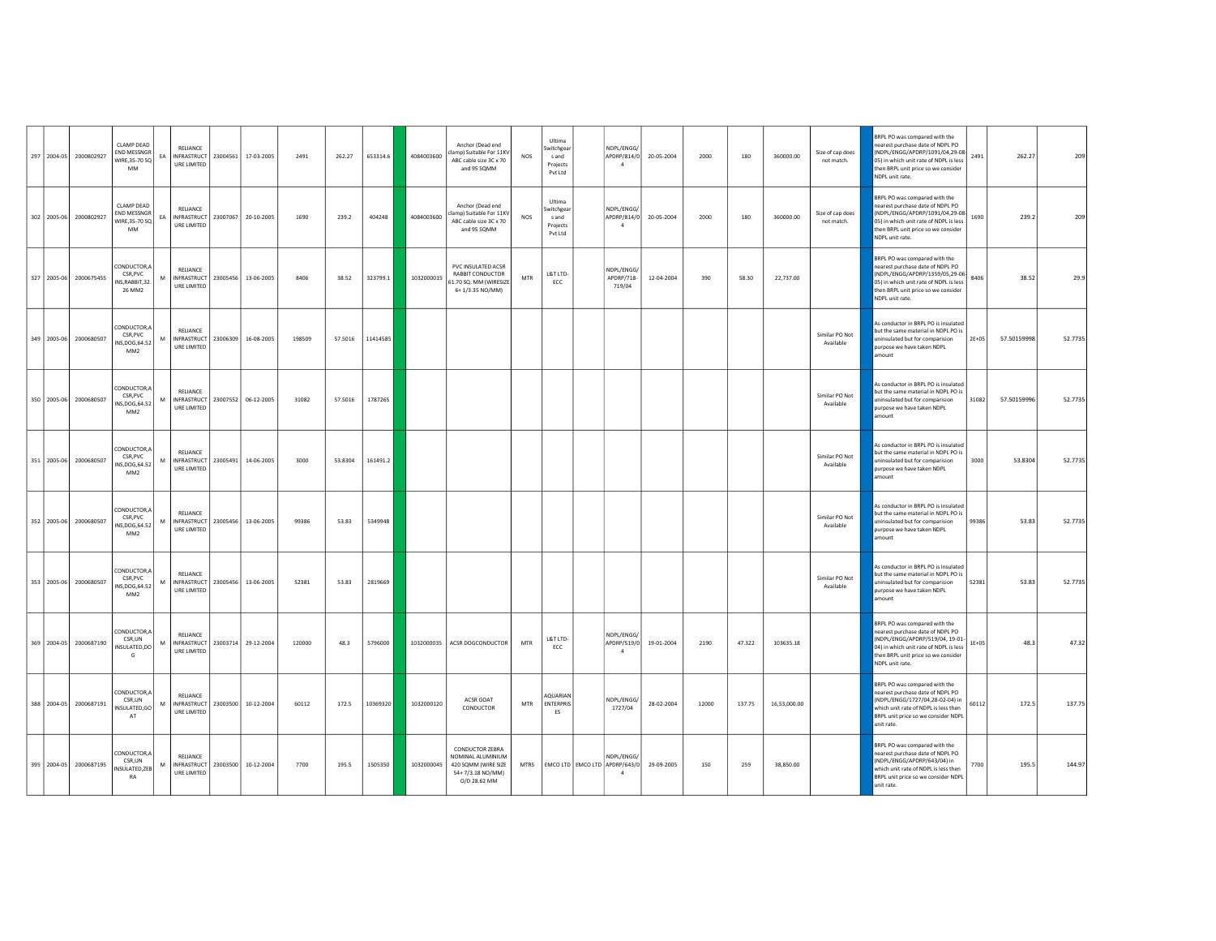| | | | | | | | | | | | | | | | | | | | | | | | | | |
|---|---|---|---|---|---|---|---|---|---|---|---|---|---|---|---|---|---|---|---|---|---|---|---|---|---|
| 297 | 2004-05 | 2000802927 | CLAMP DEAD END MESSNGR WIRE,3S-70 SQ MM | EA | RELIANCE INFRASTRUCTURE LIMITED | 23004561 | 17-03-2005 | 2491 | 262.27 | 653314.6 | | 4084003600 | Anchor (Dead end clamp) Suitable For 11KV ABC cable size 3C x 70 and 95 SQMM | NOS | Ultima Switchgears and Projects Pvt Ltd | | NDPL/ENGG/APDRP/814/04 | 20-05-2004 | 2000 | 180 | 360000.00 | Size of cap does not match. | | BRPL PO was compared with the nearest purchase date of NDPL PO (NDPL/ENGG/APDRP/1091/04,29-08-05) in which unit rate of NDPL is less then BRPL unit price so we consider NDPL unit rate. | 2491 | 262.27 | 209 |
| 302 | 2005-06 | 2000802927 | CLAMP DEAD END MESSNGR WIRE,3S-70 SQ MM | EA | RELIANCE INFRASTRUCTURE LIMITED | 23007067 | 20-10-2005 | 1690 | 239.2 | 404248 | | 4084003600 | Anchor (Dead end clamp) Suitable For 11KV ABC cable size 3C x 70 and 95 SQMM | NOS | Ultima Switchgears and Projects Pvt Ltd | | NDPL/ENGG/APDRP/814/04 | 20-05-2004 | 2000 | 180 | 360000.00 | Size of cap does not match. | | BRPL PO was compared with the nearest purchase date of NDPL PO (NDPL/ENGG/APDRP/1091/04,29-08-05) in which unit rate of NDPL is less then BRPL unit price so we consider NDPL unit rate. | 1690 | 239.2 | 209 |
| 327 | 2005-06 | 2000675455 | CONDUCTOR,ACSR,PVC INS,RABBIT,32.26 MM2 | M | RELIANCE INFRASTRUCTURE LIMITED | 23005456 | 13-06-2005 | 8406 | 38.52 | 323799.1 | | 1032000015 | PVC INSULATED ACSR RABBIT CONDUCTOR 61.70 SQ. MM (WIRESIZE 6+ 1/3.35 NO/MM) | MTR | L&T LTD-ECC | | NDPL/ENGG/APDRP/718-719/04 | 12-04-2004 | 390 | 58.30 | 22,737.00 | | | BRPL PO was compared with the nearest purchase date of NDPL PO (NDPL/ENGG/APDRP/1359/05,29-06-05) in which unit rate of NDPL is less then BRPL unit price so we consider NDPL unit rate. | 8406 | 38.52 | 29.9 |
| 349 | 2005-06 | 2000680507 | CONDUCTOR,ACSR,PVC INS,DOG,64.52 MM2 | M | RELIANCE INFRASTRUCTURE LIMITED | 23006309 | 16-08-2005 | 198509 | 57.5016 | 11414585 | | | | | | | | | | | | Similar PO Not Available | | As conductor in BRPL PO is insulated but the same material in NDPL PO is uninsulated but for comparision purpose we have taken NDPL amount | 2E+05 | 57.50159998 | 52.7735 |
| 350 | 2005-06 | 2000680507 | CONDUCTOR,ACSR,PVC INS,DOG,64.52 MM2 | M | RELIANCE INFRASTRUCTURE LIMITED | 23007552 | 06-12-2005 | 31082 | 57.5016 | 1787265 | | | | | | | | | | | | Similar PO Not Available | | As conductor in BRPL PO is insulated but the same material in NDPL PO is uninsulated but for comparision purpose we have taken NDPL amount | 31082 | 57.50159996 | 52.7735 |
| 351 | 2005-06 | 2000680507 | CONDUCTOR,ACSR,PVC INS,DOG,64.52 MM2 | M | RELIANCE INFRASTRUCTURE LIMITED | 23005491 | 14-06-2005 | 3000 | 53.8304 | 161491.2 | | | | | | | | | | | | Similar PO Not Available | | As conductor in BRPL PO is insulated but the same material in NDPL PO is uninsulated but for comparision purpose we have taken NDPL amount | 3000 | 53.8304 | 52.7735 |
| 352 | 2005-06 | 2000680507 | CONDUCTOR,ACSR,PVC INS,DOG,64.52 MM2 | M | RELIANCE INFRASTRUCTURE LIMITED | 23005456 | 13-06-2005 | 99386 | 53.83 | 5349948 | | | | | | | | | | | | Similar PO Not Available | | As conductor in BRPL PO is insulated but the same material in NDPL PO is uninsulated but for comparision purpose we have taken NDPL amount | 99386 | 53.83 | 52.7735 |
| 353 | 2005-06 | 2000680507 | CONDUCTOR,ACSR,PVC INS,DOG,64.52 MM2 | M | RELIANCE INFRASTRUCTURE LIMITED | 23005456 | 13-06-2005 | 52381 | 53.83 | 2819669 | | | | | | | | | | | | Similar PO Not Available | | As conductor in BRPL PO is insulated but the same material in NDPL PO is uninsulated but for comparision purpose we have taken NDPL amount | 52381 | 53.83 | 52.7735 |
| 369 | 2004-05 | 2000687190 | CONDUCTOR,ACSR,UN INSULATED,DOG | M | RELIANCE INFRASTRUCTURE LIMITED | 23003714 | 29-12-2004 | 120000 | 48.3 | 5796000 | | 1032000035 | ACSR DOGCONDUCTOR | MTR | L&T LTD-ECC | | NDPL/ENGG/APDRP/519/04 | 19-01-2004 | 2190 | 47.322 | 103635.18 | | | BRPL PO was compared with the nearest purchase date of NDPL PO (NDPL/ENGG/APDRP/519/04, 19-01-04) in which unit rate of NDPL is less then BRPL unit price so we consider NDPL unit rate. | 1E+05 | 48.3 | 47.32 |
| 388 | 2004-05 | 2000687191 | CONDUCTOR,ACSR,UN INSULATED,GOAT | M | RELIANCE INFRASTRUCTURE LIMITED | 23003500 | 10-12-2004 | 60112 | 172.5 | 10369320 | | 1032000120 | ACSR GOAT CONDUCTOR | MTR | AQUARIAN ENTERPRISES | | NDPL/ENGG/1727/04 | 28-02-2004 | 12000 | 137.75 | 16,53,000.00 | | | BRPL PO was compared with the nearest purchase date of NDPL PO (NDPL/ENGG/1727/04,28-02-04) in which unit rate of NDPL is less then BRPL unit price so we consider NDPL unit rate. | 60112 | 172.5 | 137.75 |
| 395 | 2004-05 | 2000687195 | CONDUCTOR,ACSR,UN INSULATED,ZEBRA | M | RELIANCE INFRASTRUCTURE LIMITED | 23003500 | 10-12-2004 | 7700 | 195.5 | 1505350 | | 1032000045 | CONDUCTOR ZEBRA NOMINAL ALUMINIUM 420 SQMM (WIRE SIZE 54+ 7/3.18 NO/MM) O/D 28.62 MM | MTRS | EMCO LTD | EMCO LTD | NDPL/ENGG/APDRP/643/04 | 29-09-2005 | 150 | 259 | 38,850.00 | | | BRPL PO was compared with the nearest purchase date of NDPL PO (NDPL/ENGG/APDRP/643/04) in which unit rate of NDPL is less then BRPL unit price so we consider NDPL unit rate. | 7700 | 195.5 | 144.97 |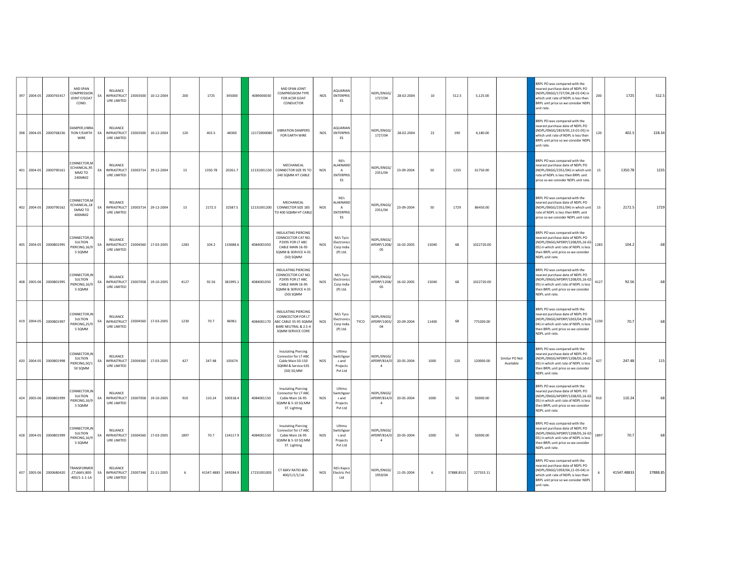| | | | | | | | | | | | | | | | | | | | | | | | | | | |
|---|---|---|---|---|---|---|---|---|---|---|---|---|---|---|---|---|---|---|---|---|---|---|---|---|---|---|
| 397 | 2004-05 | 2000765417 | MID SPAN COMPRESSION JOINT F/GOAT COND. | EA | RELIANCE INFRASTRUCTURE LIMITED | 23003500 | 10-12-2004 | 200 | 1725 | 345000 | | 4089000030 | MID SPAN JOINT COMPRESSIOM TYPE FOR ACSR GOAT CONDUCTOR | NOS | AQUARIAN ENTERPRISES | | NDPL/ENGG/1727/04 | 28-02-2004 | 10 | 512.5 | 5,125.00 | | BRPL PO was compared with the nearest purchase date of NDPL PO (NDPL/ENGG/1727/04,28-02-04) in which unit rate of NDPL is less then BRPL unit price so we consider NDPL unit rate. | 200 | 1725 | 512.5 |
| 398 | 2004-05 | 2000768236 | DAMPER,VIBRATION F/EARTH WIRE | EA | RELIANCE INFRASTRUCTURE LIMITED | 23003500 | 10-12-2004 | 120 | 402.5 | 48300 | | 12172000080 | VIBRATION DAMPERS FOR EARTH WIRE | NOS | AQUARIAN ENTERPRISES | | NDPL/ENGG/1727/04 | 28-02-2004 | 22 | 190 | 4,180.00 | | BRPL PO was compared with the nearest purchase date of NDPL PO (NDPL/ENGG/2819/05,13-01-05) in which unit rate of NDPL is less then BRPL unit price so we consider NDPL unit rate. | 120 | 402.5 | 228.34 |
| 401 | 2004-05 | 2000790161 | CONNECTOR,MECHANICAL,95 MM2 TO 240MM2 | EA | RELIANCE INFRASTRUCTURE LIMITED | 23003714 | 29-12-2004 | 15 | 1350.78 | 20261.7 | | 12131001150 | MECHANICAL CONNECTOR SIZE 95 TO 240 SQMM HT CABLE | NOS | M/s ALAKNANDA ENTERPRISES | | NDPL/ENGG/2351/04 | 23-09-2004 | 50 | 1235 | 61750.00 | | BRPL PO was compared with the nearest purchase date of NDPL PO (NDPL/ENGG/2351/04) in which unit rate of NDPL is less then BRPL unit price so we consider NDPL unit rate. | 15 | 1350.78 | 1235 |
| 402 | 2004-05 | 2000790162 | CONNECTOR,MECHANICAL,185MM2 TO 400MM2 | EA | RELIANCE INFRASTRUCTURE LIMITED | 23003714 | 29-12-2004 | 15 | 2172.5 | 32587.5 | | 12131001200 | MECHANICAL CONNECTOR SIZE 185 TO 400 SQMM HT CABLE | NOS | M/s ALAKNANDA ENTERPRISES | | NDPL/ENGG/2351/04 | 23-09-2004 | 50 | 1729 | 86450.00 | | BRPL PO was compared with the nearest purchase date of NDPL PO (NDPL/ENGG/2351/04) in which unit rate of NDPL is less then BRPL unit price so we consider NDPL unit rate. | 15 | 2172.5 | 1729 |
| 405 | 2004-05 | 2000801995 | CONNECTOR,INSULTION PIERCING,16/95 SQMM | EA | RELIANCE INFRASTRUCTURE LIMITED | 23004560 | 17-03-2005 | 1283 | 104.2 | 133688.6 | | 4084001050 | INSULATING PIERCING CONNCECTOR CAT NO. P2X95 FOR LT ABC CABLE MAIN 16-95 SQMM & SERVICE 4-35 (50) SQMM | NOS | M/s Tyco Electronics Corp India (P) Ltd. | | NDPL/ENGG/APDRP/1208/05 | 16-02-2005 | 15040 | 68 | 1022720.00 | | BRPL PO was compared with the nearest purchase date of NDPL PO (NDPL/ENGG/APDRP/1208/05,16-02-05) in which unit rate of NDPL is less then BRPL unit price so we consider NDPL unit rate. | 1283 | 104.2 | 68 |
| 408 | 2005-06 | 2000801995 | CONNECTOR,INSULTION PIERCING,16/95 SQMM | EA | RELIANCE INFRASTRUCTURE LIMITED | 23007058 | 19-10-2005 | 4127 | 92.56 | 381995.1 | | 4084001050 | INSULATING PIERCING CONNCECTOR CAT NO. P2X95 FOR LT ABC CABLE MAIN 16-95 SQMM & SERVICE 4-35 (50) SQMM | NOS | M/s Tyco Electronics Corp India (P) Ltd. | | NDPL/ENGG/APDRP/1208/05 | 16-02-2005 | 15040 | 68 | 1022720.00 | | BRPL PO was compared with the nearest purchase date of NDPL PO (NDPL/ENGG/APDRP/1208/05,16-02-05) in which unit rate of NDPL is less then BRPL unit price so we consider NDPL unit rate. | 4127 | 92.56 | 68 |
| 419 | 2004-05 | 2000801997 | CONNECTOR,INSULTION PIERCING,25/95 SQMM | EA | RELIANCE INFRASTRUCTURE LIMITED | 23004560 | 17-03-2005 | 1230 | 70.7 | 86961 | | 4084001170 | INSULATING PIERCING CONNCECTOR FOR LT ABC CABLE 35-95 SQMM BARE NEUTRAL & 2.5-4 SQMM SERVICE CORE | NOS | M/s Tyco Electronics Corp India (P) Ltd. | TYCO | NDPL/ENGG/APDRP/1003/04 | 20-09-2004 | 11400 | 68 | 775200.00 | | BRPL PO was compared with the nearest purchase date of NDPL PO (NDPL/ENGG/APDRP/1003/04,29-09-04) in which unit rate of NDPL is less then BRPL unit price so we consider NDPL unit rate. | 1230 | 70.7 | 68 |
| 420 | 2004-05 | 2000801998 | CONNECTOR,INSULTION PIERCING,50/150 SQMM | EA | RELIANCE INFRASTRUCTURE LIMITED | 23004560 | 17-03-2005 | 427 | 247.48 | 105674 | | | Insutating Piercing Connector for LT ABC Cable Main 50-150 SQMM & Service 635 (50) SQ MM | NOS | Ultima Switchgears and Projects Pvt Ltd | | NDPL/ENGG/APDRP/814/04 | 20-05-2004 | 1000 | 120 | 120000.00 | Similar PO Not Available | BRPL PO was compared with the nearest purchase date of NDPL PO (NDPL/ENGG/APDRP/1208/05,16-02-05) in which unit rate of NDPL is less then BRPL unit price so we consider NDPL unit rate. | 427 | 247.48 | 115 |
| 424 | 2005-06 | 2000801999 | CONNECTOR,INSULTION PIERCING,16/95 SQMM | EA | RELIANCE INFRASTRUCTURE LIMITED | 23007058 | 19-10-2005 | 910 | 110.24 | 100318.4 | | 4084001150 | Insutating Piercing Connector for LT ABC Cable Main 16-95 SQMM & 5-10 SQ MM ST. Lighting | NOS | Ultima Switchgears and Projects Pvt Ltd | | NDPL/ENGG/APDRP/814/04 | 20-05-2004 | 1000 | 50 | 50000.00 | | BRPL PO was compared with the nearest purchase date of NDPL PO (NDPL/ENGG/APDRP/1208/05,16-02-05) in which unit rate of NDPL is less then BRPL unit price so we consider NDPL unit rate. | 910 | 110.24 | 68 |
| 428 | 2004-05 | 2000801999 | CONNECTOR,INSULTION PIERCING,16/95 SQMM | EA | RELIANCE INFRASTRUCTURE LIMITED | 23004560 | 17-03-2005 | 1897 | 70.7 | 134117.9 | | 4084001150 | Insutating Piercing Connector for LT ABC Cable Main 16-95 SQMM & 5-10 SQ MM ST. Lighting | NOS | Ultima Switchgears and Projects Pvt Ltd | | NDPL/ENGG/APDRP/814/04 | 20-05-2004 | 1000 | 50 | 50000.00 | | BRPL PO was compared with the nearest purchase date of NDPL PO (NDPL/ENGG/APDRP/1208/05,16-02-05) in which unit rate of NDPL is less then BRPL unit price so we consider NDPL unit rate. | 1897 | 70.7 | 68 |
| 437 | 2005-06 | 2000680420 | TRANSFORMER,CT,66KV,800-400/1-1-1-1A | EA | RELIANCE INFRASTRUCTURE LIMITED | 23007348 | 21-11-2005 | 6 | 41547.4883 | 249284.9 | | 17231001003 | CT 66KV RATIO 800-400/1/1/1/1A | NOS | M/s Kapco Electric Pvt Ltd | | NDPL/ENGG/1959/04 | 11-05-2004 | 6 | 37888.8515 | 227333.11 | | BRPL PO was compared with the nearest purchase date of NDPL PO (NDPL/ENGG/1959/04,11-05-04) in which unit rate of NDPL is less then BRPL unit price so we consider NDPL unit rate. | 6 | 41547.48833 | 37888.85 |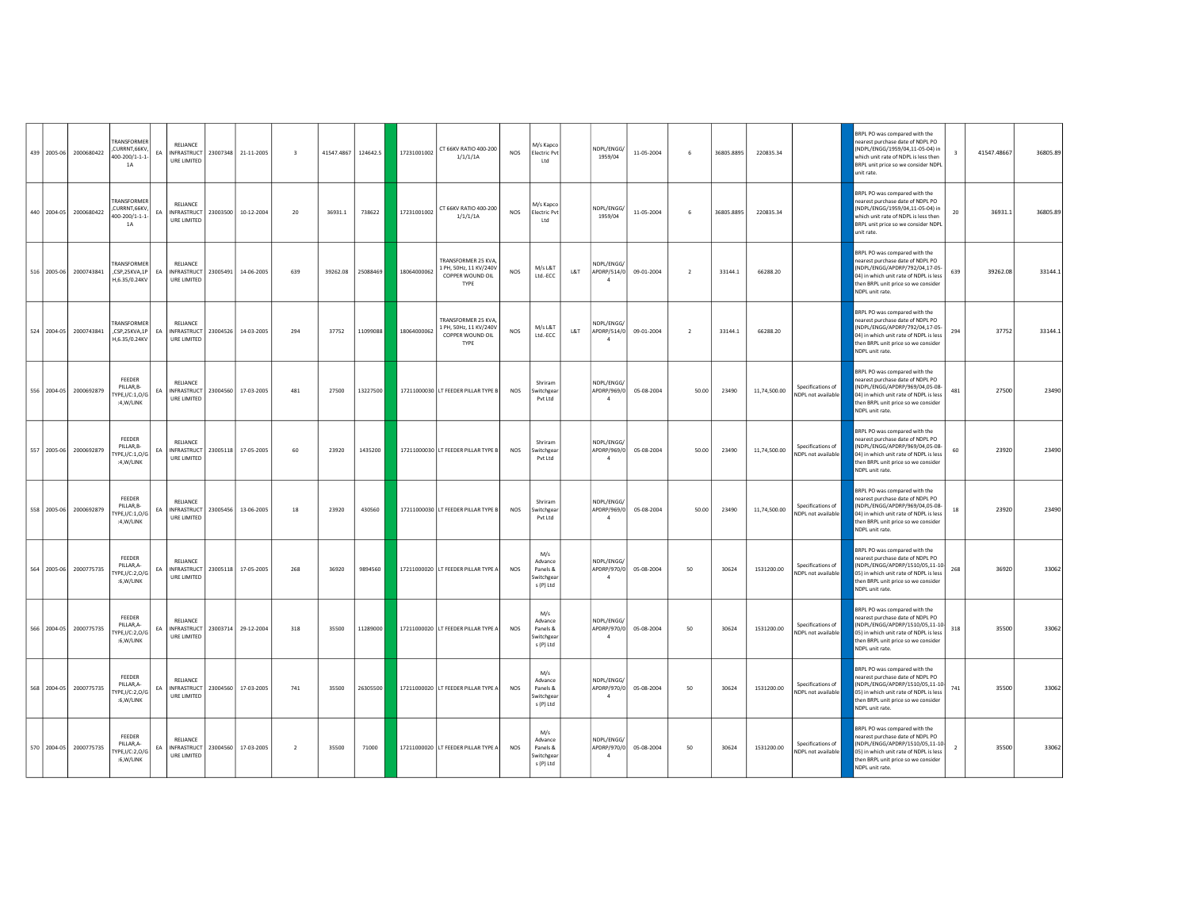| | | | | | | | | | | | | | | | | | | | | | | | | | | |
|---|---|---|---|---|---|---|---|---|---|---|---|---|---|---|---|---|---|---|---|---|---|---|---|---|---|---|
| 439 | 2005-06 | 2000680422 | TRANSFORMER ,CURRNT,66KV, 400-200/1-1-1-1A | EA | RELIANCE INFRASTRUCTURE LIMITED | 23007348 | 21-11-2005 | 3 | 41547.4867 | 124642.5 | | 17231001002 | CT 66KV RATIO 400-200 1/1/1/1A | NOS | M/s Kapco Electric Pvt Ltd | | NDPL/ENGG/ 1959/04 | 11-05-2004 | 6 | 36805.8895 | 220835.34 | | | BRPL PO was compared with the nearest purchase date of NDPL PO (NDPL/ENGG/1959/04,11-05-04) in which unit rate of NDPL is less then BRPL unit price so we consider NDPL unit rate. | 3 | 41547.48667 | 36805.89 |
| 440 | 2004-05 | 2000680422 | TRANSFORMER ,CURRNT,66KV, 400-200/1-1-1-1A | EA | RELIANCE INFRASTRUCTURE LIMITED | 23003500 | 10-12-2004 | 20 | 36931.1 | 738622 | | 17231001002 | CT 66KV RATIO 400-200 1/1/1/1A | NOS | M/s Kapco Electric Pvt Ltd | | NDPL/ENGG/ 1959/04 | 11-05-2004 | 6 | 36805.8895 | 220835.34 | | | BRPL PO was compared with the nearest purchase date of NDPL PO (NDPL/ENGG/1959/04,11-05-04) in which unit rate of NDPL is less then BRPL unit price so we consider NDPL unit rate. | 20 | 36931.1 | 36805.89 |
| 516 | 2005-06 | 2000743841 | TRANSFORMER ,CSP,25KVA,1PH,6.35/0.24KV | EA | RELIANCE INFRASTRUCTURE LIMITED | 23005491 | 14-06-2005 | 639 | 39262.08 | 25088469 | | 18064000062 | TRANSFORMER 25 KVA, 1 PH, 50Hz, 11 KV/240V COPPER WOUND OIL TYPE | NOS | M/s L&T Ltd.-ECC | L&T | NDPL/ENGG/ APDRP/514/04 | 09-01-2004 | 2 | 33144.1 | 66288.20 | | | BRPL PO was compared with the nearest purchase date of NDPL PO (NDPL/ENGG/APDRP/792/04,17-05-04) in which unit rate of NDPL is less then BRPL unit price so we consider NDPL unit rate. | 639 | 39262.08 | 33144.1 |
| 524 | 2004-05 | 2000743841 | TRANSFORMER ,CSP,25KVA,1PH,6.35/0.24KV | EA | RELIANCE INFRASTRUCTURE LIMITED | 23004526 | 14-03-2005 | 294 | 37752 | 11099088 | | 18064000062 | TRANSFORMER 25 KVA, 1 PH, 50Hz, 11 KV/240V COPPER WOUND OIL TYPE | NOS | M/s L&T Ltd.-ECC | L&T | NDPL/ENGG/ APDRP/514/04 | 09-01-2004 | 2 | 33144.1 | 66288.20 | | | BRPL PO was compared with the nearest purchase date of NDPL PO (NDPL/ENGG/APDRP/792/04,17-05-04) in which unit rate of NDPL is less then BRPL unit price so we consider NDPL unit rate. | 294 | 37752 | 33144.1 |
| 556 | 2004-05 | 2000692879 | FEEDER PILLAR,B-TYPE,I/C:1,O/G:4,W/LINK | EA | RELIANCE INFRASTRUCTURE LIMITED | 23004560 | 17-03-2005 | 481 | 27500 | 13227500 | | 17211000030 | LT FEEDER PILLAR TYPE B | NOS | Shriram Switchgear Pvt Ltd | | NDPL/ENGG/ APDRP/969/04 | 05-08-2004 | 50.00 | 23490 | 11,74,500.00 | Specifications of NDPL not available | | BRPL PO was compared with the nearest purchase date of NDPL PO (NDPL/ENGG/APDRP/969/04,05-08-04) in which unit rate of NDPL is less then BRPL unit price so we consider NDPL unit rate. | 481 | 27500 | 23490 |
| 557 | 2005-06 | 2000692879 | FEEDER PILLAR,B-TYPE,I/C:1,O/G:4,W/LINK | EA | RELIANCE INFRASTRUCTURE LIMITED | 23005118 | 17-05-2005 | 60 | 23920 | 1435200 | | 17211000030 | LT FEEDER PILLAR TYPE B | NOS | Shriram Switchgear Pvt Ltd | | NDPL/ENGG/ APDRP/969/04 | 05-08-2004 | 50.00 | 23490 | 11,74,500.00 | Specifications of NDPL not available | | BRPL PO was compared with the nearest purchase date of NDPL PO (NDPL/ENGG/APDRP/969/04,05-08-04) in which unit rate of NDPL is less then BRPL unit price so we consider NDPL unit rate. | 60 | 23920 | 23490 |
| 558 | 2005-06 | 2000692879 | FEEDER PILLAR,B-TYPE,I/C:1,O/G:4,W/LINK | EA | RELIANCE INFRASTRUCTURE LIMITED | 23005456 | 13-06-2005 | 18 | 23920 | 430560 | | 17211000030 | LT FEEDER PILLAR TYPE B | NOS | Shriram Switchgear Pvt Ltd | | NDPL/ENGG/ APDRP/969/04 | 05-08-2004 | 50.00 | 23490 | 11,74,500.00 | Specifications of NDPL not available | | BRPL PO was compared with the nearest purchase date of NDPL PO (NDPL/ENGG/APDRP/969/04,05-08-04) in which unit rate of NDPL is less then BRPL unit price so we consider NDPL unit rate. | 18 | 23920 | 23490 |
| 564 | 2005-06 | 2000775735 | FEEDER PILLAR,A-TYPE,I/C:2,O/G:6,W/LINK | EA | RELIANCE INFRASTRUCTURE LIMITED | 23005118 | 17-05-2005 | 268 | 36920 | 9894560 | | 17211000020 | LT FEEDER PILLAR TYPE A | NOS | M/s Advance Panels & Switchgears (P) Ltd | | NDPL/ENGG/ APDRP/970/04 | 05-08-2004 | 50 | 30624 | 1531200.00 | Specifications of NDPL not available | | BRPL PO was compared with the nearest purchase date of NDPL PO (NDPL/ENGG/APDRP/1510/05,11-10-05) in which unit rate of NDPL is less then BRPL unit price so we consider NDPL unit rate. | 268 | 36920 | 33062 |
| 566 | 2004-05 | 2000775735 | FEEDER PILLAR,A-TYPE,I/C:2,O/G:6,W/LINK | EA | RELIANCE INFRASTRUCTURE LIMITED | 23003714 | 29-12-2004 | 318 | 35500 | 11289000 | | 17211000020 | LT FEEDER PILLAR TYPE A | NOS | M/s Advance Panels & Switchgears (P) Ltd | | NDPL/ENGG/ APDRP/970/04 | 05-08-2004 | 50 | 30624 | 1531200.00 | Specifications of NDPL not available | | BRPL PO was compared with the nearest purchase date of NDPL PO (NDPL/ENGG/APDRP/1510/05,11-10-05) in which unit rate of NDPL is less then BRPL unit price so we consider NDPL unit rate. | 318 | 35500 | 33062 |
| 568 | 2004-05 | 2000775735 | FEEDER PILLAR,A-TYPE,I/C:2,O/G:6,W/LINK | EA | RELIANCE INFRASTRUCTURE LIMITED | 23004560 | 17-03-2005 | 741 | 35500 | 26305500 | | 17211000020 | LT FEEDER PILLAR TYPE A | NOS | M/s Advance Panels & Switchgears (P) Ltd | | NDPL/ENGG/ APDRP/970/04 | 05-08-2004 | 50 | 30624 | 1531200.00 | Specifications of NDPL not available | | BRPL PO was compared with the nearest purchase date of NDPL PO (NDPL/ENGG/APDRP/1510/05,11-10-05) in which unit rate of NDPL is less then BRPL unit price so we consider NDPL unit rate. | 741 | 35500 | 33062 |
| 570 | 2004-05 | 2000775735 | FEEDER PILLAR,A-TYPE,I/C:2,O/G:6,W/LINK | EA | RELIANCE INFRASTRUCTURE LIMITED | 23004560 | 17-03-2005 | 2 | 35500 | 71000 | | 17211000020 | LT FEEDER PILLAR TYPE A | NOS | M/s Advance Panels & Switchgears (P) Ltd | | NDPL/ENGG/ APDRP/970/04 | 05-08-2004 | 50 | 30624 | 1531200.00 | Specifications of NDPL not available | | BRPL PO was compared with the nearest purchase date of NDPL PO (NDPL/ENGG/APDRP/1510/05,11-10-05) in which unit rate of NDPL is less then BRPL unit price so we consider NDPL unit rate. | 2 | 35500 | 33062 |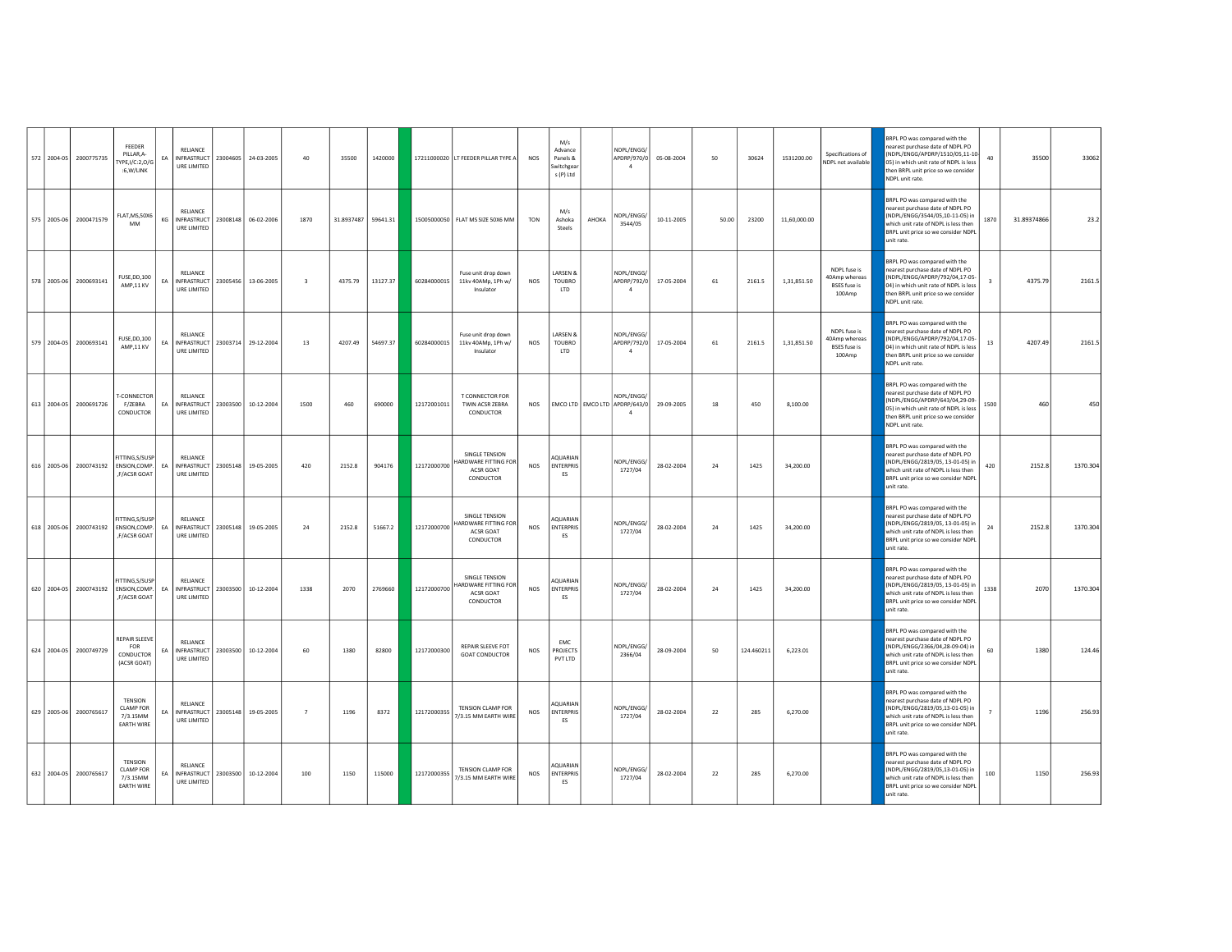| | | | | | | | | | | | | | | | | | | | | | | | | | | |
|---|---|---|---|---|---|---|---|---|---|---|---|---|---|---|---|---|---|---|---|---|---|---|---|---|---|---|
| 572 | 2004-05 | 2000775735 | FEEDER PILLAR,A-TYPE,I/C:2,O/G:6,W/LINK | EA | RELIANCE INFRASTRUCTURE LIMITED | 23004605 | 24-03-2005 | 40 | 35500 | 1420000 | | 17211000020 | LT FEEDER PILLAR TYPE A | NOS | M/s Advance Panels & Switchgears (P) Ltd | | NDPL/ENGG/APDRP/970/04 | 05-08-2004 | 50 | 30624 | 1531200.00 | Specifications of NDPL not available | | BRPL PO was compared with the nearest purchase date of NDPL PO (NDPL/ENGG/APDRP/1510/05,11-10-05) in which unit rate of NDPL is less then BRPL unit price so we consider NDPL unit rate. | 40 | 35500 | 33062 |
| 575 | 2005-06 | 2000471579 | FLAT,MS,50X6 MM | KG | RELIANCE INFRASTRUCTURE LIMITED | 23008148 | 06-02-2006 | 1870 | 31.8937487 | 59641.31 | | 15005000050 | FLAT MS SIZE 50X6 MM | TON | M/s Ashoka Steels | AHOKA | NDPL/ENGG/3544/05 | 10-11-2005 | 50.00 | 23200 | 11,60,000.00 | | | BRPL PO was compared with the nearest purchase date of NDPL PO (NDPL/ENGG/3544/05,10-11-05) in which unit rate of NDPL is less then BRPL unit price so we consider NDPL unit rate. | 1870 | 31.89374866 | 23.2 |
| 578 | 2005-06 | 2000693141 | FUSE,DD,100 AMP,11 KV | EA | RELIANCE INFRASTRUCTURE LIMITED | 23005456 | 13-06-2005 | 3 | 4375.79 | 13127.37 | | 60284000015 | Fuse unit drop down 11kv 40AMp, 1Ph w/ Insulator | NOS | LARSEN & TOUBRO LTD | | NDPL/ENGG/APDRP/792/04 | 17-05-2004 | 61 | 2161.5 | 1,31,851.50 | NDPL fuse is 40Amp whereas BSES fuse is 100Amp | | BRPL PO was compared with the nearest purchase date of NDPL PO (NDPL/ENGG/APDRP/792/04,17-05-04) in which unit rate of NDPL is less then BRPL unit price so we consider NDPL unit rate. | 3 | 4375.79 | 2161.5 |
| 579 | 2004-05 | 2000693141 | FUSE,DD,100 AMP,11 KV | EA | RELIANCE INFRASTRUCTURE LIMITED | 23003714 | 29-12-2004 | 13 | 4207.49 | 54697.37 | | 60284000015 | Fuse unit drop down 11kv 40AMp, 1Ph w/ Insulator | NOS | LARSEN & TOUBRO LTD | | NDPL/ENGG/APDRP/792/04 | 17-05-2004 | 61 | 2161.5 | 1,31,851.50 | NDPL fuse is 40Amp whereas BSES fuse is 100Amp | | BRPL PO was compared with the nearest purchase date of NDPL PO (NDPL/ENGG/APDRP/792/04,17-05-04) in which unit rate of NDPL is less then BRPL unit price so we consider NDPL unit rate. | 13 | 4207.49 | 2161.5 |
| 613 | 2004-05 | 2000691726 | T-CONNECTOR F/ZEBRA CONDUCTOR | EA | RELIANCE INFRASTRUCTURE LIMITED | 23003500 | 10-12-2004 | 1500 | 460 | 690000 | | 12172001011 | T CONNECTOR FOR TWIN ACSR ZEBRA CONDUCTOR | NOS | EMCO LTD | EMCO LTD | NDPL/ENGG/APDRP/643/04 | 29-09-2005 | 18 | 450 | 8,100.00 | | | BRPL PO was compared with the nearest purchase date of NDPL PO (NDPL/ENGG/APDRP/643/04,29-09-05) in which unit rate of NDPL is less then BRPL unit price so we consider NDPL unit rate. | 1500 | 460 | 450 |
| 616 | 2005-06 | 2000743192 | FITTING,S/SUSPENSION,COMP.,F/ACSR GOAT | EA | RELIANCE INFRASTRUCTURE LIMITED | 23005148 | 19-05-2005 | 420 | 2152.8 | 904176 | | 12172000700 | SINGLE TENSION HARDWARE FITTING FOR ACSR GOAT CONDUCTOR | NOS | AQUARIAN ENTERPRISES | | NDPL/ENGG/1727/04 | 28-02-2004 | 24 | 1425 | 34,200.00 | | | BRPL PO was compared with the nearest purchase date of NDPL PO (NDPL/ENGG/2819/05, 13-01-05) in which unit rate of NDPL is less then BRPL unit price so we consider NDPL unit rate. | 420 | 2152.8 | 1370.304 |
| 618 | 2005-06 | 2000743192 | FITTING,S/SUSPENSION,COMP.,F/ACSR GOAT | EA | RELIANCE INFRASTRUCTURE LIMITED | 23005148 | 19-05-2005 | 24 | 2152.8 | 51667.2 | | 12172000700 | SINGLE TENSION HARDWARE FITTING FOR ACSR GOAT CONDUCTOR | NOS | AQUARIAN ENTERPRISES | | NDPL/ENGG/1727/04 | 28-02-2004 | 24 | 1425 | 34,200.00 | | | BRPL PO was compared with the nearest purchase date of NDPL PO (NDPL/ENGG/2819/05, 13-01-05) in which unit rate of NDPL is less then BRPL unit price so we consider NDPL unit rate. | 24 | 2152.8 | 1370.304 |
| 620 | 2004-05 | 2000743192 | FITTING,S/SUSPENSION,COMP.,F/ACSR GOAT | EA | RELIANCE INFRASTRUCTURE LIMITED | 23003500 | 10-12-2004 | 1338 | 2070 | 2769660 | | 12172000700 | SINGLE TENSION HARDWARE FITTING FOR ACSR GOAT CONDUCTOR | NOS | AQUARIAN ENTERPRISES | | NDPL/ENGG/1727/04 | 28-02-2004 | 24 | 1425 | 34,200.00 | | | BRPL PO was compared with the nearest purchase date of NDPL PO (NDPL/ENGG/2819/05, 13-01-05) in which unit rate of NDPL is less then BRPL unit price so we consider NDPL unit rate. | 1338 | 2070 | 1370.304 |
| 624 | 2004-05 | 2000749729 | REPAIR SLEEVE FOR CONDUCTOR (ACSR GOAT) | EA | RELIANCE INFRASTRUCTURE LIMITED | 23003500 | 10-12-2004 | 60 | 1380 | 82800 | | 12172000300 | REPAIR SLEEVE FOT GOAT CONDUCTOR | NOS | EMC PROJECTS PVT LTD | | NDPL/ENGG/2366/04 | 28-09-2004 | 50 | 124.460211 | 6,223.01 | | | BRPL PO was compared with the nearest purchase date of NDPL PO (NDPL/ENGG/2366/04,28-09-04) in which unit rate of NDPL is less then BRPL unit price so we consider NDPL unit rate. | 60 | 1380 | 124.46 |
| 629 | 2005-06 | 2000765617 | TENSION CLAMP FOR 7/3.15MM EARTH WIRE | EA | RELIANCE INFRASTRUCTURE LIMITED | 23005148 | 19-05-2005 | 7 | 1196 | 8372 | | 12172000355 | TENSION CLAMP FOR 7/3.15 MM EARTH WIRE | NOS | AQUARIAN ENTERPRISES | | NDPL/ENGG/1727/04 | 28-02-2004 | 22 | 285 | 6,270.00 | | | BRPL PO was compared with the nearest purchase date of NDPL PO (NDPL/ENGG/2819/05,13-01-05) in which unit rate of NDPL is less then BRPL unit price so we consider NDPL unit rate. | 7 | 1196 | 256.93 |
| 632 | 2004-05 | 2000765617 | TENSION CLAMP FOR 7/3.15MM EARTH WIRE | EA | RELIANCE INFRASTRUCTURE LIMITED | 23003500 | 10-12-2004 | 100 | 1150 | 115000 | | 12172000355 | TENSION CLAMP FOR 7/3.15 MM EARTH WIRE | NOS | AQUARIAN ENTERPRISES | | NDPL/ENGG/1727/04 | 28-02-2004 | 22 | 285 | 6,270.00 | | | BRPL PO was compared with the nearest purchase date of NDPL PO (NDPL/ENGG/2819/05,13-01-05) in which unit rate of NDPL is less then BRPL unit price so we consider NDPL unit rate. | 100 | 1150 | 256.93 |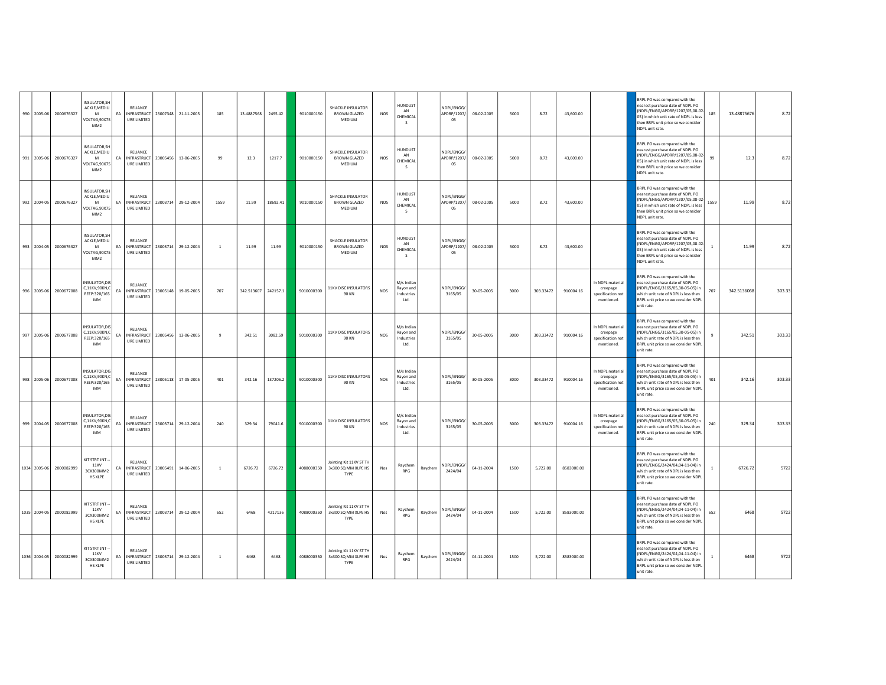| | | | | | | | | | | | | | | | | | | | | | | | | | | | |
|---|---|---|---|---|---|---|---|---|---|---|---|---|---|---|---|---|---|---|---|---|---|---|---|---|---|---|---|
| 990 | 2005-06 | 2000676327 | INSULATOR,SHACKLE,MEDIUM VOLTAG,90X75 MM2 | EA | RELIANCE INFRASTRUCTURE LIMITED | 23007348 | 21-11-2005 | 185 | 13.4887568 | 2495.42 | | 9010000150 | SHACKLE INSULATOR BROWN GLAZED MEDIUM | NOS | HUNDUSTAN CHEMICALS | | NDPL/ENGG/APDRP/1207/05 | 08-02-2005 | 5000 | 8.72 | 43,600.00 | | | BRPL PO was compared with the nearest purchase date of NDPL PO (NDPL/ENGG/APDRP/1207/05,08-02-05) in which unit rate of NDPL is less then BRPL unit price so we consider NDPL unit rate. | 185 | 13.48875676 | 8.72 |
| 991 | 2005-06 | 2000676327 | INSULATOR,SHACKLE,MEDIUM VOLTAG,90X75 MM2 | EA | RELIANCE INFRASTRUCTURE LIMITED | 23005456 | 13-06-2005 | 99 | 12.3 | 1217.7 | | 9010000150 | SHACKLE INSULATOR BROWN GLAZED MEDIUM | NOS | HUNDUSTAN CHEMICALS | | NDPL/ENGG/APDRP/1207/05 | 08-02-2005 | 5000 | 8.72 | 43,600.00 | | | BRPL PO was compared with the nearest purchase date of NDPL PO (NDPL/ENGG/APDRP/1207/05,08-02-05) in which unit rate of NDPL is less then BRPL unit price so we consider NDPL unit rate. | 99 | 12.3 | 8.72 |
| 992 | 2004-05 | 2000676327 | INSULATOR,SHACKLE,MEDIUM VOLTAG,90X75 MM2 | EA | RELIANCE INFRASTRUCTURE LIMITED | 23003714 | 29-12-2004 | 1559 | 11.99 | 18692.41 | | 9010000150 | SHACKLE INSULATOR BROWN GLAZED MEDIUM | NOS | HUNDUSTAN CHEMICALS | | NDPL/ENGG/APDRP/1207/05 | 08-02-2005 | 5000 | 8.72 | 43,600.00 | | | BRPL PO was compared with the nearest purchase date of NDPL PO (NDPL/ENGG/APDRP/1207/05,08-02-05) in which unit rate of NDPL is less then BRPL unit price so we consider NDPL unit rate. | 1559 | 11.99 | 8.72 |
| 993 | 2004-05 | 2000676327 | INSULATOR,SHACKLE,MEDIUM VOLTAG,90X75 MM2 | EA | RELIANCE INFRASTRUCTURE LIMITED | 23003714 | 29-12-2004 | 1 | 11.99 | 11.99 | | 9010000150 | SHACKLE INSULATOR BROWN GLAZED MEDIUM | NOS | HUNDUSTAN CHEMICALS | | NDPL/ENGG/APDRP/1207/05 | 08-02-2005 | 5000 | 8.72 | 43,600.00 | | | BRPL PO was compared with the nearest purchase date of NDPL PO (NDPL/ENGG/APDRP/1207/05,08-02-05) in which unit rate of NDPL is less then BRPL unit price so we consider NDPL unit rate. | 1 | 11.99 | 8.72 |
| 996 | 2005-06 | 2000677008 | INSULATOR,DISC,11KV,90KN,CREEP:320/165 MM | EA | RELIANCE INFRASTRUCTURE LIMITED | 23005148 | 19-05-2005 | 707 | 342.513607 | 242157.1 | | 9010000300 | 11KV DISC INSULATORS 90 KN | NOS | M/s Indian Rayon and Industries Ltd. | | NDPL/ENGG/3165/05 | 30-05-2005 | 3000 | 303.33472 | 910004.16 | In NDPL material creepage specification not mentioned. | | BRPL PO was compared with the nearest purchase date of NDPL PO (NDPL/ENGG/3165/05,30-05-05) in which unit rate of NDPL is less then BRPL unit price so we consider NDPL unit rate. | 707 | 342.5136068 | 303.33 |
| 997 | 2005-06 | 2000677008 | INSULATOR,DISC,11KV,90KN,CREEP:320/165 MM | EA | RELIANCE INFRASTRUCTURE LIMITED | 23005456 | 13-06-2005 | 9 | 342.51 | 3082.59 | | 9010000300 | 11KV DISC INSULATORS 90 KN | NOS | M/s Indian Rayon and Industries Ltd. | | NDPL/ENGG/3165/05 | 30-05-2005 | 3000 | 303.33472 | 910004.16 | In NDPL material creepage specification not mentioned. | | BRPL PO was compared with the nearest purchase date of NDPL PO (NDPL/ENGG/3165/05,30-05-05) in which unit rate of NDPL is less then BRPL unit price so we consider NDPL unit rate. | 9 | 342.51 | 303.33 |
| 998 | 2005-06 | 2000677008 | INSULATOR,DISC,11KV,90KN,CREEP:320/165 MM | EA | RELIANCE INFRASTRUCTURE LIMITED | 23005118 | 17-05-2005 | 401 | 342.16 | 137206.2 | | 9010000300 | 11KV DISC INSULATORS 90 KN | NOS | M/s Indian Rayon and Industries Ltd. | | NDPL/ENGG/3165/05 | 30-05-2005 | 3000 | 303.33472 | 910004.16 | In NDPL material creepage specification not mentioned. | | BRPL PO was compared with the nearest purchase date of NDPL PO (NDPL/ENGG/3165/05,30-05-05) in which unit rate of NDPL is less then BRPL unit price so we consider NDPL unit rate. | 401 | 342.16 | 303.33 |
| 999 | 2004-05 | 2000677008 | INSULATOR,DISC,11KV,90KN,CREEP:320/165 MM | EA | RELIANCE INFRASTRUCTURE LIMITED | 23003714 | 29-12-2004 | 240 | 329.34 | 79041.6 | | 9010000300 | 11KV DISC INSULATORS 90 KN | NOS | M/s Indian Rayon and Industries Ltd. | | NDPL/ENGG/3165/05 | 30-05-2005 | 3000 | 303.33472 | 910004.16 | In NDPL material creepage specification not mentioned. | | BRPL PO was compared with the nearest purchase date of NDPL PO (NDPL/ENGG/3165/05,30-05-05) in which unit rate of NDPL is less then BRPL unit price so we consider NDPL unit rate. | 240 | 329.34 | 303.33 |
| 1034 | 2005-06 | 2000082999 | KIT STRT JNT -- 11KV 3CX300MM2 HS XLPE | EA | RELIANCE INFRASTRUCTURE LIMITED | 23005491 | 14-06-2005 | 1 | 6726.72 | 6726.72 | | 4088000350 | Jointing Kit 11KV ST TH 3x300 SQ MM XLPE HS TYPE | Nos | Raychem RPG | Raychem | NDPL/ENGG/2424/04 | 04-11-2004 | 1500 | 5,722.00 | 8583000.00 | | | BRPL PO was compared with the nearest purchase date of NDPL PO (NDPL/ENGG/2424/04,04-11-04) in which unit rate of NDPL is less then BRPL unit price so we consider NDPL unit rate. | 1 | 6726.72 | 5722 |
| 1035 | 2004-05 | 2000082999 | KIT STRT JNT -- 11KV 3CX300MM2 HS XLPE | EA | RELIANCE INFRASTRUCTURE LIMITED | 23003714 | 29-12-2004 | 652 | 6468 | 4217136 | | 4088000350 | Jointing Kit 11KV ST TH 3x300 SQ MM XLPE HS TYPE | Nos | Raychem RPG | Raychem | NDPL/ENGG/2424/04 | 04-11-2004 | 1500 | 5,722.00 | 8583000.00 | | | BRPL PO was compared with the nearest purchase date of NDPL PO (NDPL/ENGG/2424/04,04-11-04) in which unit rate of NDPL is less then BRPL unit price so we consider NDPL unit rate. | 652 | 6468 | 5722 |
| 1036 | 2004-05 | 2000082999 | KIT STRT JNT -- 11KV 3CX300MM2 HS XLPE | EA | RELIANCE INFRASTRUCTURE LIMITED | 23003714 | 29-12-2004 | 1 | 6468 | 6468 | | 4088000350 | Jointing Kit 11KV ST TH 3x300 SQ MM XLPE HS TYPE | Nos | Raychem RPG | Raychem | NDPL/ENGG/2424/04 | 04-11-2004 | 1500 | 5,722.00 | 8583000.00 | | | BRPL PO was compared with the nearest purchase date of NDPL PO (NDPL/ENGG/2424/04,04-11-04) in which unit rate of NDPL is less then BRPL unit price so we consider NDPL unit rate. | 1 | 6468 | 5722 |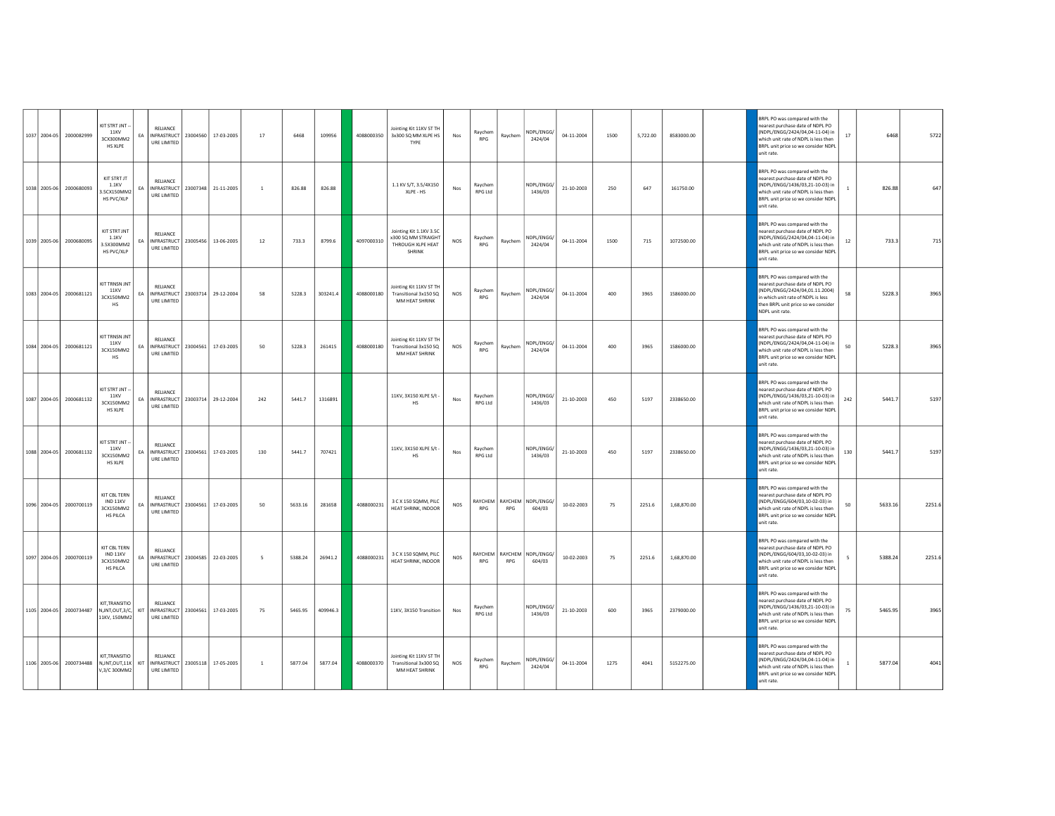| | | | | | | | | | | | | | | | | | | | | | | | | | | |
|---|---|---|---|---|---|---|---|---|---|---|---|---|---|---|---|---|---|---|---|---|---|---|---|---|---|---|
| 1037 | 2004-05 | 2000082999 | KIT STRT JNT -- 11KV 3CX300MM2 HS XLPE | EA | RELIANCE INFRASTRUCTURE LIMITED | 23004560 | 17-03-2005 | 17 | 6468 | 109956 | | 4088000350 | Jointing Kit 11KV ST TH 3x300 SQ MM XLPE HS TYPE | Nos | Raychem RPG | Raychem | NDPL/ENGG/ 2424/04 | 04-11-2004 | 1500 | 5,722.00 | 8583000.00 | | | BRPL PO was compared with the nearest purchase date of NDPL PO (NDPL/ENGG/2424/04,04-11-04) in which unit rate of NDPL is less then BRPL unit price so we consider NDPL unit rate. | 17 | 6468 | 5722 |
| 1038 | 2005-06 | 2000680093 | KIT STRT JT 1.1KV 3.5CX150MM2 HS PVC/XLP | EA | RELIANCE INFRASTRUCTURE LIMITED | 23007348 | 21-11-2005 | 1 | 826.88 | 826.88 | | | 1.1 KV S/T, 3.5/4X150 XLPE - HS | Nos | Raychem RPG Ltd | | NDPL/ENGG/ 1436/03 | 21-10-2003 | 250 | 647 | 161750.00 | | | BRPL PO was compared with the nearest purchase date of NDPL PO (NDPL/ENGG/1436/03,21-10-03) in which unit rate of NDPL is less then BRPL unit price so we consider NDPL unit rate. | 1 | 826.88 | 647 |
| 1039 | 2005-06 | 2000680095 | KIT STRT JNT 1.1KV 3.5X300MM2 HS PVC/XLP | EA | RELIANCE INFRASTRUCTURE LIMITED | 23005456 | 13-06-2005 | 12 | 733.3 | 8799.6 | | 4097000310 | Jointing Kit 1.1KV 3.5C x300 SQ MM STRAIGHT THROUGH XLPE HEAT SHRINK | NOS | Raychem RPG | Raychem | NDPL/ENGG/ 2424/04 | 04-11-2004 | 1500 | 715 | 1072500.00 | | | BRPL PO was compared with the nearest purchase date of NDPL PO (NDPL/ENGG/2424/04,04-11-04) in which unit rate of NDPL is less then BRPL unit price so we consider NDPL unit rate. | 12 | 733.3 | 715 |
| 1083 | 2004-05 | 2000681121 | KIT TRNSN JNT 11KV 3CX150MM2 HS | EA | RELIANCE INFRASTRUCTURE LIMITED | 23003714 | 29-12-2004 | 58 | 5228.3 | 303241.4 | | 4088000180 | Jointing Kit 11KV ST TH Transitional 3x150 SQ MM HEAT SHRINK | NOS | Raychem RPG | Raychem | NDPL/ENGG/ 2424/04 | 04-11-2004 | 400 | 3965 | 1586000.00 | | | BRPL PO was compared with the nearest purchase date of NDPL PO (NDPL/ENGG/2424/04,01.11.2004) in which unit rate of NDPL is less then BRPL unit price so we consider NDPL unit rate. | 58 | 5228.3 | 3965 |
| 1084 | 2004-05 | 2000681121 | KIT TRNSN JNT 11KV 3CX150MM2 HS | EA | RELIANCE INFRASTRUCTURE LIMITED | 23004561 | 17-03-2005 | 50 | 5228.3 | 261415 | | 4088000180 | Jointing Kit 11KV ST TH Transitional 3x150 SQ MM HEAT SHRINK | NOS | Raychem RPG | Raychem | NDPL/ENGG/ 2424/04 | 04-11-2004 | 400 | 3965 | 1586000.00 | | | BRPL PO was compared with the nearest purchase date of NDPL PO (NDPL/ENGG/2424/04,04-11-04) in which unit rate of NDPL is less then BRPL unit price so we consider NDPL unit rate. | 50 | 5228.3 | 3965 |
| 1087 | 2004-05 | 2000681132 | KIT STRT JNT -- 11KV 3CX150MM2 HS XLPE | EA | RELIANCE INFRASTRUCTURE LIMITED | 23003714 | 29-12-2004 | 242 | 5441.7 | 1316891 | | | 11KV, 3X150 XLPE S/t - HS | Nos | Raychem RPG Ltd | | NDPL/ENGG/ 1436/03 | 21-10-2003 | 450 | 5197 | 2338650.00 | | | BRPL PO was compared with the nearest purchase date of NDPL PO (NDPL/ENGG/1436/03,21-10-03) in which unit rate of NDPL is less then BRPL unit price so we consider NDPL unit rate. | 242 | 5441.7 | 5197 |
| 1088 | 2004-05 | 2000681132 | KIT STRT JNT -- 11KV 3CX150MM2 HS XLPE | EA | RELIANCE INFRASTRUCTURE LIMITED | 23004561 | 17-03-2005 | 130 | 5441.7 | 707421 | | | 11KV, 3X150 XLPE S/t - HS | Nos | Raychem RPG Ltd | | NDPL/ENGG/ 1436/03 | 21-10-2003 | 450 | 5197 | 2338650.00 | | | BRPL PO was compared with the nearest purchase date of NDPL PO (NDPL/ENGG/1436/03,21-10-03) in which unit rate of NDPL is less then BRPL unit price so we consider NDPL unit rate. | 130 | 5441.7 | 5197 |
| 1096 | 2004-05 | 2000700119 | KIT CBL TERN IND 11KV 3CX150MM2 HS PILCA | EA | RELIANCE INFRASTRUCTURE LIMITED | 23004561 | 17-03-2005 | 50 | 5633.16 | 281658 | | 4088000231 | 3 C X 150 SQMM, PILC HEAT SHRINK, INDOOR | NOS | RAYCHEM RPG | RAYCHEM RPG | NDPL/ENGG/ 604/03 | 10-02-2003 | 75 | 2251.6 | 1,68,870.00 | | | BRPL PO was compared with the nearest purchase date of NDPL PO (NDPL/ENGG/604/03,10-02-03) in which unit rate of NDPL is less then BRPL unit price so we consider NDPL unit rate. | 50 | 5633.16 | 2251.6 |
| 1097 | 2004-05 | 2000700119 | KIT CBL TERN IND 11KV 3CX150MM2 HS PILCA | EA | RELIANCE INFRASTRUCTURE LIMITED | 23004585 | 22-03-2005 | 5 | 5388.24 | 26941.2 | | 4088000231 | 3 C X 150 SQMM, PILC HEAT SHRINK, INDOOR | NOS | RAYCHEM RPG | RAYCHEM RPG | NDPL/ENGG/ 604/03 | 10-02-2003 | 75 | 2251.6 | 1,68,870.00 | | | BRPL PO was compared with the nearest purchase date of NDPL PO (NDPL/ENGG/604/03,10-02-03) in which unit rate of NDPL is less then BRPL unit price so we consider NDPL unit rate. | 5 | 5388.24 | 2251.6 |
| 1105 | 2004-05 | 2000734487 | KIT,TRANSITION,JNT,OUT,3/C,11KV, 150MM2 | KIT | RELIANCE INFRASTRUCTURE LIMITED | 23004561 | 17-03-2005 | 75 | 5465.95 | 409946.3 | | | 11KV, 3X150 Transition | Nos | Raychem RPG Ltd | | NDPL/ENGG/ 1436/03 | 21-10-2003 | 600 | 3965 | 2379000.00 | | | BRPL PO was compared with the nearest purchase date of NDPL PO (NDPL/ENGG/1436/03,21-10-03) in which unit rate of NDPL is less then BRPL unit price so we consider NDPL unit rate. | 75 | 5465.95 | 3965 |
| 1106 | 2005-06 | 2000734488 | KIT,TRANSITION,JNT,OUT,11KV,3/C 300MM2 | KIT | RELIANCE INFRASTRUCTURE LIMITED | 23005118 | 17-05-2005 | 1 | 5877.04 | 5877.04 | | 4088000370 | Jointing Kit 11KV ST TH Transitional 3x300 SQ MM HEAT SHRINK | NOS | Raychem RPG | Raychem | NDPL/ENGG/ 2424/04 | 04-11-2004 | 1275 | 4041 | 5152275.00 | | | BRPL PO was compared with the nearest purchase date of NDPL PO (NDPL/ENGG/2424/04,04-11-04) in which unit rate of NDPL is less then BRPL unit price so we consider NDPL unit rate. | 1 | 5877.04 | 4041 |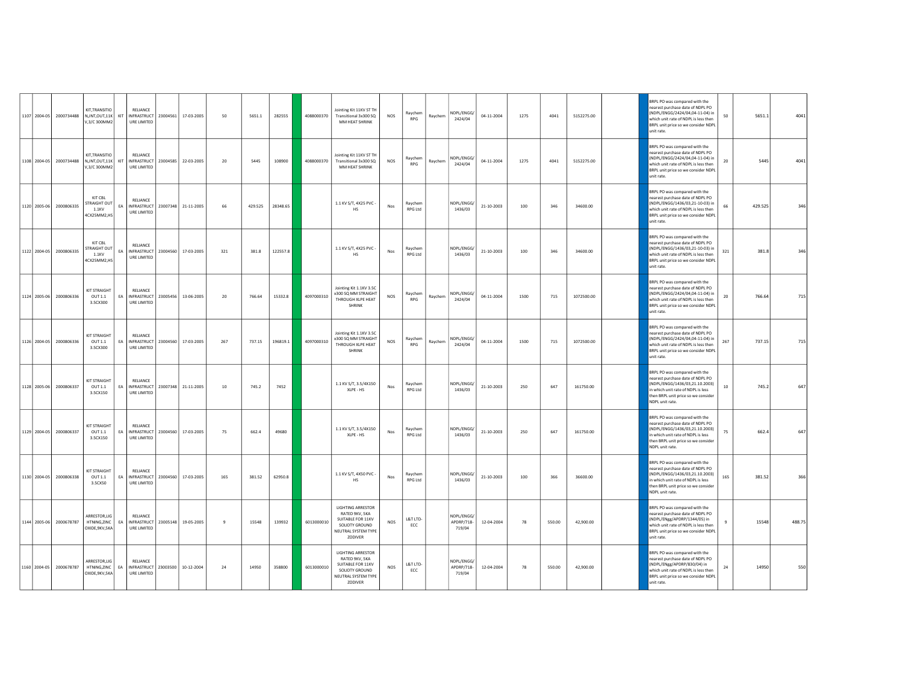| | | | | | | | | | | | | | | | | | | | | | | | | | | | |
|---|---|---|---|---|---|---|---|---|---|---|---|---|---|---|---|---|---|---|---|---|---|---|---|---|---|---|---|
| 1107 | 2004-05 | 2000734488 | KIT,TRANSITION,INT,OUT,11KV,3/C 300MM2 | KIT | RELIANCE INFRASTRUCTURE LIMITED | 23004561 | 17-03-2005 | 50 | 5651.1 | 282555 | | 4088000370 | Jointing Kit 11KV ST TH Transitional 3x300 SQ MM HEAT SHRINK | NOS | Raychem RPG | Raychem | NDPL/ENGG/2424/04 | 04-11-2004 | 1275 | 4041 | 5152275.00 | | | BRPL PO was compared with the nearest purchase date of NDPL PO (NDPL/ENGG/2424/04,04-11-04) in which unit rate of NDPL is less then BRPL unit price so we consider NDPL unit rate. | 50 | 5651.1 | 4041 |
| 1108 | 2004-05 | 2000734488 | KIT,TRANSITION,INT,OUT,11KV,3/C 300MM2 | KIT | RELIANCE INFRASTRUCTURE LIMITED | 23004585 | 22-03-2005 | 20 | 5445 | 108900 | | 4088000370 | Jointing Kit 11KV ST TH Transitional 3x300 SQ MM HEAT SHRINK | NOS | Raychem RPG | Raychem | NDPL/ENGG/2424/04 | 04-11-2004 | 1275 | 4041 | 5152275.00 | | | BRPL PO was compared with the nearest purchase date of NDPL PO (NDPL/ENGG/2424/04,04-11-04) in which unit rate of NDPL is less then BRPL unit price so we consider NDPL unit rate. | 20 | 5445 | 4041 |
| 1120 | 2005-06 | 2000806335 | KIT CBL STRAIGHT OUT 1.1KV 4CX25MM2,HS | EA | RELIANCE INFRASTRUCTURE LIMITED | 23007348 | 21-11-2005 | 66 | 429.525 | 28348.65 | | | 1.1 KV S/T, 4X25 PVC - HS | Nos | Raychem RPG Ltd | | NDPL/ENGG/1436/03 | 21-10-2003 | 100 | 346 | 34600.00 | | | BRPL PO was compared with the nearest purchase date of NDPL PO (NDPL/ENGG/1436/03,21-10-03) in which unit rate of NDPL is less then BRPL unit price so we consider NDPL unit rate. | 66 | 429.525 | 346 |
| 1122 | 2004-05 | 2000806335 | KIT CBL STRAIGHT OUT 1.1KV 4CX25MM2,HS | EA | RELIANCE INFRASTRUCTURE LIMITED | 23004560 | 17-03-2005 | 321 | 381.8 | 122557.8 | | | 1.1 KV S/T, 4X25 PVC - HS | Nos | Raychem RPG Ltd | | NDPL/ENGG/1436/03 | 21-10-2003 | 100 | 346 | 34600.00 | | | BRPL PO was compared with the nearest purchase date of NDPL PO (NDPL/ENGG/1436/03,21-10-03) in which unit rate of NDPL is less then BRPL unit price so we consider NDPL unit rate. | 321 | 381.8 | 346 |
| 1124 | 2005-06 | 2000806336 | KIT STRAIGHT OUT 1.1 3.5CX300 | EA | RELIANCE INFRASTRUCTURE LIMITED | 23005456 | 13-06-2005 | 20 | 766.64 | 15332.8 | | 4097000310 | Jointing Kit 1.1KV 3.5C x300 SQ MM STRAIGHT THROUGH XLPE HEAT SHRINK | NOS | Raychem RPG | Raychem | NDPL/ENGG/2424/04 | 04-11-2004 | 1500 | 715 | 1072500.00 | | | BRPL PO was compared with the nearest purchase date of NDPL PO (NDPL/ENGG/2424/04,04-11-04) in which unit rate of NDPL is less then BRPL unit price so we consider NDPL unit rate. | 20 | 766.64 | 715 |
| 1126 | 2004-05 | 2000806336 | KIT STRAIGHT OUT 1.1 3.5CX300 | EA | RELIANCE INFRASTRUCTURE LIMITED | 23004560 | 17-03-2005 | 267 | 737.15 | 196819.1 | | 4097000310 | Jointing Kit 1.1KV 3.5C x300 SQ MM STRAIGHT THROUGH XLPE HEAT SHRINK | NOS | Raychem RPG | Raychem | NDPL/ENGG/2424/04 | 04-11-2004 | 1500 | 715 | 1072500.00 | | | BRPL PO was compared with the nearest purchase date of NDPL PO (NDPL/ENGG/2424/04,04-11-04) in which unit rate of NDPL is less then BRPL unit price so we consider NDPL unit rate. | 267 | 737.15 | 715 |
| 1128 | 2005-06 | 2000806337 | KIT STRAIGHT OUT 1.1 3.5CX150 | EA | RELIANCE INFRASTRUCTURE LIMITED | 23007348 | 21-11-2005 | 10 | 745.2 | 7452 | | | 1.1 KV S/T, 3.5/4X150 XLPE - HS | Nos | Raychem RPG Ltd | | NDPL/ENGG/1436/03 | 21-10-2003 | 250 | 647 | 161750.00 | | | BRPL PO was compared with the nearest purchase date of NDPL PO (NDPL/ENGG/1436/03,21.10.2003) in which unit rate of NDPL is less then BRPL unit price so we consider NDPL unit rate. | 10 | 745.2 | 647 |
| 1129 | 2004-05 | 2000806337 | KIT STRAIGHT OUT 1.1 3.5CX150 | EA | RELIANCE INFRASTRUCTURE LIMITED | 23004560 | 17-03-2005 | 75 | 662.4 | 49680 | | | 1.1 KV S/T, 3.5/4X150 XLPE - HS | Nos | Raychem RPG Ltd | | NDPL/ENGG/1436/03 | 21-10-2003 | 250 | 647 | 161750.00 | | | BRPL PO was compared with the nearest purchase date of NDPL PO (NDPL/ENGG/1436/03,21.10.2003) in which unit rate of NDPL is less then BRPL unit price so we consider NDPL unit rate. | 75 | 662.4 | 647 |
| 1130 | 2004-05 | 2000806338 | KIT STRAIGHT OUT 1.1 3.5CX50 | EA | RELIANCE INFRASTRUCTURE LIMITED | 23004560 | 17-03-2005 | 165 | 381.52 | 62950.8 | | | 1.1 KV S/T, 4X50 PVC - HS | Nos | Raychem RPG Ltd | | NDPL/ENGG/1436/03 | 21-10-2003 | 100 | 366 | 36600.00 | | | BRPL PO was compared with the nearest purchase date of NDPL PO (NDPL/ENGG/1436/03,21.10.2003) in which unit rate of NDPL is less then BRPL unit price so we consider NDPL unit rate. | 165 | 381.52 | 366 |
| 1144 | 2005-06 | 2000678787 | ARRESTOR,LIGHTNING,ZINC OXIDE,9KV,5KA | EA | RELIANCE INFRASTRUCTURE LIMITED | 23005148 | 19-05-2005 | 9 | 15548 | 139932 | | 6013000010 | LIGHTING ARRESTOR RATED 9KV, 5KA SUITABLE FOR 11KV SOLIDTY GROUND NEUTRAL SYSTEM TYPE ZODIVER | NOS | L&T LTD-ECC | | NDPL/ENGG/APDRP/718-719/04 | 12-04-2004 | 78 | 550.00 | 42,900.00 | | | BRPL PO was compared with the nearest purchase date of NDPL PO (NDPL/ENgg/APDRP/1344/05) in which unit rate of NDPL is less then BRPL unit price so we consider NDPL unit rate. | 9 | 15548 | 488.75 |
| 1160 | 2004-05 | 2000678787 | ARRESTOR,LIGHTNING,ZINC OXIDE,9KV,5KA | EA | RELIANCE INFRASTRUCTURE LIMITED | 23003500 | 10-12-2004 | 24 | 14950 | 358800 | | 6013000010 | LIGHTING ARRESTOR RATED 9KV, 5KA SUITABLE FOR 11KV SOLIDTY GROUND NEUTRAL SYSTEM TYPE ZODIVER | NOS | L&T LTD-ECC | | NDPL/ENGG/APDRP/718-719/04 | 12-04-2004 | 78 | 550.00 | 42,900.00 | | | BRPL PO was compared with the nearest purchase date of NDPL PO (NDPL/ENgg/APDRP/830/04) in which unit rate of NDPL is less then BRPL unit price so we consider NDPL unit rate. | 24 | 14950 | 550 |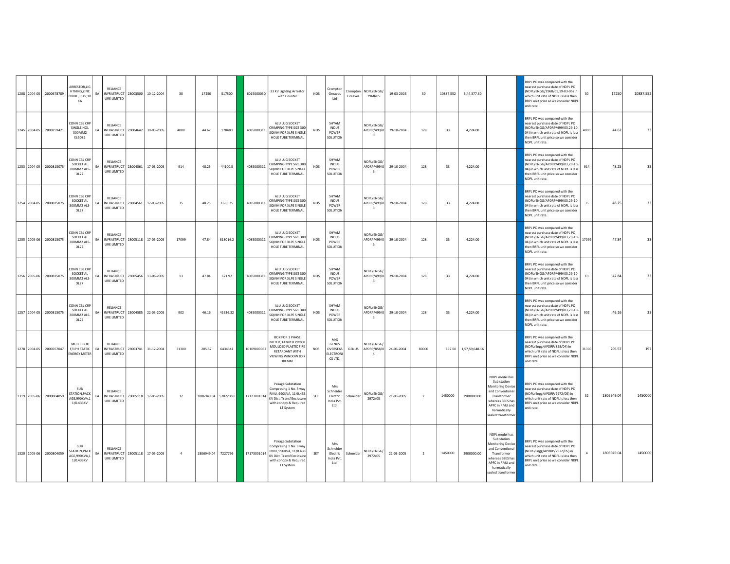| 1208 | 2004-05 | 2000678789 | ARRESTOR,LIGHTNING,ZINC OXIDE,33KV,10 KA | EA | RELIANCE INFRASTRUCTURE LIMITED | 23003500 | 10-12-2004 | 30 | 17250 | 517500 | | 6015000030 | 33 KV Lighting Arrestor with Counter | NOS | Crompton Greaves Ltd | Crompton Greaves | NDPL/ENGG/2968/05 | 19-03-2005 | 50 | 10887.552 | 5,44,377.60 | | | BRPL PO was compared with the nearest purchase date of NDPL PO (NDPL/ENGG/2968/05,19-03-05) in which unit rate of NDPL is less then BRPL unit price so we consider NDPL unit rate. | 30 | 17250 | 10887.552 |
|---|---|---|---|---|---|---|---|---|---|---|---|---|---|---|---|---|---|---|---|---|---|---|---|---|---|---|---|
| 1245 | 2004-05 | 2000759421 | CONN CBL CRP SINGLE HOL 300MM2 IS:5082 | EA | RELIANCE INFRASTRUCTURE LIMITED | 23004642 | 30-03-2005 | 4000 | 44.62 | 178480 | | 4085000311 | ALU LUG SOCKET CRIMPING TYPE SIZE 300 SQMM FOR XLPE SINGLE HOLE TUBE TERMINAL | NOS | SHYAM INDUS POWER SOLUTION | | NDPL/ENGG/APDRP/499/03 | 29-10-2004 | 128 | 33 | 4,224.00 | | | BRPL PO was compared with the nearest purchase date of NDPL PO (NDPL/ENGG/APDRP/499/03,29-10-04) in which unit rate of NDPL is less then BRPL unit price so we consider NDPL unit rate. | 4000 | 44.62 | 33 |
| 1253 | 2004-05 | 2000815075 | CONN CBL CRP SOCKET AL 300MM2 ALS-XL27 | EA | RELIANCE INFRASTRUCTURE LIMITED | 23004561 | 17-03-2005 | 914 | 48.25 | 44100.5 | | 4085000311 | ALU LUG SOCKET CRIMPING TYPE SIZE 300 SQMM FOR XLPE SINGLE HOLE TUBE TERMINAL | NOS | SHYAM INDUS POWER SOLUTION | | NDPL/ENGG/APDRP/499/03 | 29-10-2004 | 128 | 33 | 4,224.00 | | | BRPL PO was compared with the nearest purchase date of NDPL PO (NDPL/ENGG/APDRP/499/03,29-10-04) in which unit rate of NDPL is less then BRPL unit price so we consider NDPL unit rate. | 914 | 48.25 | 33 |
| 1254 | 2004-05 | 2000815075 | CONN CBL CRP SOCKET AL 300MM2 ALS-XL27 | EA | RELIANCE INFRASTRUCTURE LIMITED | 23004561 | 17-03-2005 | 35 | 48.25 | 1688.75 | | 4085000311 | ALU LUG SOCKET CRIMPING TYPE SIZE 300 SQMM FOR XLPE SINGLE HOLE TUBE TERMINAL | NOS | SHYAM INDUS POWER SOLUTION | | NDPL/ENGG/APDRP/499/03 | 29-10-2004 | 128 | 33 | 4,224.00 | | | BRPL PO was compared with the nearest purchase date of NDPL PO (NDPL/ENGG/APDRP/499/03,29-10-04) in which unit rate of NDPL is less then BRPL unit price so we consider NDPL unit rate. | 35 | 48.25 | 33 |
| 1255 | 2005-06 | 2000815075 | CONN CBL CRP SOCKET AL 300MM2 ALS-XL27 | EA | RELIANCE INFRASTRUCTURE LIMITED | 23005118 | 17-05-2005 | 17099 | 47.84 | 818016.2 | | 4085000311 | ALU LUG SOCKET CRIMPING TYPE SIZE 300 SQMM FOR XLPE SINGLE HOLE TUBE TERMINAL | NOS | SHYAM INDUS POWER SOLUTION | | NDPL/ENGG/APDRP/499/03 | 29-10-2004 | 128 | 33 | 4,224.00 | | | BRPL PO was compared with the nearest purchase date of NDPL PO (NDPL/ENGG/APDRP/499/03,29-10-04) in which unit rate of NDPL is less then BRPL unit price so we consider NDPL unit rate. | 17099 | 47.84 | 33 |
| 1256 | 2005-06 | 2000815075 | CONN CBL CRP SOCKET AL 300MM2 ALS-XL27 | EA | RELIANCE INFRASTRUCTURE LIMITED | 23005456 | 13-06-2005 | 13 | 47.84 | 621.92 | | 4085000311 | ALU LUG SOCKET CRIMPING TYPE SIZE 300 SQMM FOR XLPE SINGLE HOLE TUBE TERMINAL | NOS | SHYAM INDUS POWER SOLUTION | | NDPL/ENGG/APDRP/499/03 | 29-10-2004 | 128 | 33 | 4,224.00 | | | BRPL PO was compared with the nearest purchase date of NDPL PO (NDPL/ENGG/APDRP/499/03,29-10-04) in which unit rate of NDPL is less then BRPL unit price so we consider NDPL unit rate. | 13 | 47.84 | 33 |
| 1257 | 2004-05 | 2000815075 | CONN CBL CRP SOCKET AL 300MM2 ALS-XL27 | EA | RELIANCE INFRASTRUCTURE LIMITED | 23004585 | 22-03-2005 | 902 | 46.16 | 41636.32 | | 4085000311 | ALU LUG SOCKET CRIMPING TYPE SIZE 300 SQMM FOR XLPE SINGLE HOLE TUBE TERMINAL | NOS | SHYAM INDUS POWER SOLUTION | | NDPL/ENGG/APDRP/499/03 | 29-10-2004 | 128 | 33 | 4,224.00 | | | BRPL PO was compared with the nearest purchase date of NDPL PO (NDPL/ENGG/APDRP/499/03,29-10-04) in which unit rate of NDPL is less then BRPL unit price so we consider NDPL unit rate. | 902 | 46.16 | 33 |
| 1278 | 2004-05 | 2000767047 | METER BOX F/1PH STATIC ENERGY METER | EA | RELIANCE INFRASTRUCTURE LIMITED | 23003741 | 31-12-2004 | 31300 | 205.57 | 6434341 | | 10109000062 | BOX FOR 1 PHASE METER, TAMPER PROOF MOULDED PLASTIC FIRE RETARDANT WITH VIEWING WINDOW 80 X 80 MM | NOS | M/S GENUS OVERSEAS ELECTRONICS LTD. | GENUS | NDPL/ENGG/APDRP/858/04 | 24-06-2004 | 80000 | 197.00 | 1,57,59,648.16 | | | BRPL PO was compared with the nearest purchase date of NDPL PO (NDPL/Engg/APDRP/858/04) in which unit rate of NDPL is less then BRPL unit price so we consider NDPL unit rate. | 31300 | 205.57 | 197 |
| 1319 | 2005-06 | 2000804059 | SUB STATION,PACKAGE,990KVA,11/0.433KV | EA | RELIANCE INFRASTRUCTURE LIMITED | 23005118 | 17-05-2005 | 32 | 1806949.04 | 57822369 | | 17173001014 | Pakage Substation Compresing 1 No. 3 way RMU, 990KVA, 11/0.433 KV Dist. Transf Enclosure with conopy & Required LT System | SET | M/s Schneider Electric India Pvt. Ltd. | Schneider | NDPL/ENGG/2972/05 | 21-03-2005 | 2 | 1450000 | 2900000.00 | NDPL model has Sub station Monitoring Device and Conventional Transformer whereas BSES has APFC in RMU and harmatically sealed transformer | | BRPL PO was compared with the nearest purchase date of NDPL PO (NDPL/Engg/APDRP/2972/05) in which unit rate of NDPL is less then BRPL unit price so we consider NDPL unit rate. | 32 | 1806949.04 | 1450000 |
| 1320 | 2005-06 | 2000804059 | SUB STATION,PACKAGE,990KVA,11/0.433KV | EA | RELIANCE INFRASTRUCTURE LIMITED | 23005118 | 17-05-2005 | 4 | 1806949.04 | 7227796 | | 17173001014 | Pakage Substation Compresing 1 No. 3 way RMU, 990KVA, 11/0.433 KV Dist. Transf Enclosure with conopy & Required LT System | SET | M/s Schneider Electric India Pvt. Ltd. | Schneider | NDPL/ENGG/2972/05 | 21-03-2005 | 2 | 1450000 | 2900000.00 | NDPL model has Sub station Monitoring Device and Conventional Transformer whereas BSES has APFC in RMU and harmatically sealed transformer | | BRPL PO was compared with the nearest purchase date of NDPL PO (NDPL/Engg/APDRP/2972/05) in which unit rate of NDPL is less then BRPL unit price so we consider NDPL unit rate. | 4 | 1806949.04 | 1450000 |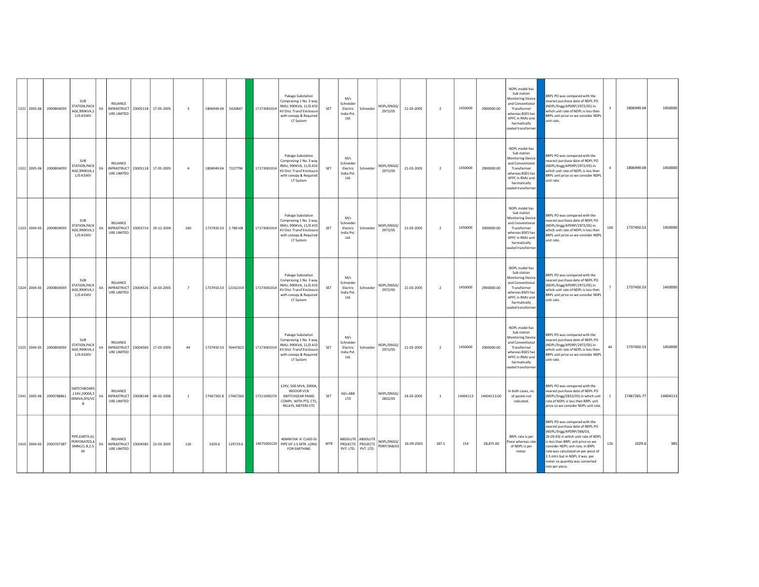| | | | | | | | | | | | | | | | | | | | | | | | | | | | | |
|---|---|---|---|---|---|---|---|---|---|---|---|---|---|---|---|---|---|---|---|---|---|---|---|---|---|---|---|---|
| 1321 | 2005-06 | 2000804059 | SUB STATION,PACK AGE,990KVA,1 1/0.433KV | EA | RELIANCE INFRASTRUCT URE LIMITED | 23005118 | 17-05-2005 | 3 | 1806949.04 | 5420847 | | 17173001014 | Pakage Substation Compresing 1 No. 3 way RMU, 990KVA, 11/0.433 KV Dist. Transf Enclosure with conopy & Required LT System | SET | M/s Schneider Electric India Pvt. Ltd. | Schneider | NDPL/ENGG/ 2972/05 | 21-03-2005 | 2 | 1450000 | 2900000.00 | NDPL model has Sub station Monitoring Device and Conventional Transformer whereas BSES has APFC in RMU and harmatically sealed transformer | | BRPL PO was compared with the nearest purchase date of NDPL PO (NDPL/Engg/APDRP/2972/05) in which unit rate of NDPL is less then BRPL unit price so we consider NDPL unit rate. | 3 | 1806949.04 | 1450000 |
| 1322 | 2005-06 | 2000804059 | SUB STATION,PACK AGE,990KVA,1 1/0.433KV | EA | RELIANCE INFRASTRUCT URE LIMITED | 23005118 | 17-05-2005 | 4 | 1806949.04 | 7227796 | | 17173001014 | Pakage Substation Compresing 1 No. 3 way RMU, 990KVA, 11/0.433 KV Dist. Transf Enclosure with conopy & Required LT System | SET | M/s Schneider Electric India Pvt. Ltd. | Schneider | NDPL/ENGG/ 2972/05 | 21-03-2005 | 2 | 1450000 | 2900000.00 | NDPL model has Sub station Monitoring Device and Conventional Transformer whereas BSES has APFC in RMU and harmatically sealed transformer | | BRPL PO was compared with the nearest purchase date of NDPL PO (NDPL/Engg/APDRP/2972/05) in which unit rate of NDPL is less then BRPL unit price so we consider NDPL unit rate. | 4 | 1806949.04 | 1450000 |
| 1323 | 2004-05 | 2000804059 | SUB STATION,PACK AGE,990KVA,1 1/0.433KV | EA | RELIANCE INFRASTRUCT URE LIMITED | 23003714 | 29-12-2004 | 160 | 1737450.53 | 2.78E+08 | | 17173001014 | Pakage Substation Compresing 1 No. 3 way RMU, 990KVA, 11/0.433 KV Dist. Transf Enclosure with conopy & Required LT System | SET | M/s Schneider Electric India Pvt. Ltd. | Schneider | NDPL/ENGG/ 2972/05 | 21-03-2005 | 2 | 1450000 | 2900000.00 | NDPL model has Sub station Monitoring Device and Conventional Transformer whereas BSES has APFC in RMU and harmatically sealed transformer | | BRPL PO was compared with the nearest purchase date of NDPL PO (NDPL/Engg/APDRP/2972/05) in which unit rate of NDPL is less then BRPL unit price so we consider NDPL unit rate. | 160 | 1737450.53 | 1450000 |
| 1324 | 2004-05 | 2000804059 | SUB STATION,PACK AGE,990KVA,1 1/0.433KV | EA | RELIANCE INFRASTRUCT URE LIMITED | 23004526 | 14-03-2005 | 7 | 1737450.53 | 12162154 | | 17173001014 | Pakage Substation Compresing 1 No. 3 way RMU, 990KVA, 11/0.433 KV Dist. Transf Enclosure with conopy & Required LT System | SET | M/s Schneider Electric India Pvt. Ltd. | Schneider | NDPL/ENGG/ 2972/05 | 21-03-2005 | 2 | 1450000 | 2900000.00 | NDPL model has Sub station Monitoring Device and Conventional Transformer whereas BSES has APFC in RMU and harmatically sealed transformer | | BRPL PO was compared with the nearest purchase date of NDPL PO (NDPL/Engg/APDRP/2972/05) in which unit rate of NDPL is less then BRPL unit price so we consider NDPL unit rate. | 7 | 1737450.53 | 1450000 |
| 1325 | 2004-05 | 2000804059 | SUB STATION,PACK AGE,990KVA,1 1/0.433KV | EA | RELIANCE INFRASTRUCT URE LIMITED | 23004560 | 17-03-2005 | 44 | 1737450.53 | 76447823 | | 17173001014 | Pakage Substation Compresing 1 No. 3 way RMU, 990KVA, 11/0.433 KV Dist. Transf Enclosure with conopy & Required LT System | SET | M/s Schneider Electric India Pvt. Ltd. | Schneider | NDPL/ENGG/ 2972/05 | 21-03-2005 | 2 | 1450000 | 2900000.00 | NDPL model has Sub station Monitoring Device and Conventional Transformer whereas BSES has APFC in RMU and harmatically sealed transformer | | BRPL PO was compared with the nearest purchase date of NDPL PO (NDPL/Engg/APDRP/2972/05) in which unit rate of NDPL is less then BRPL unit price so we consider NDPL unit rate. | 44 | 1737450.53 | 1450000 |
| 1341 | 2005-06 | 2000788861 | SWITCHBOARD ,11KV,2000A,5 00MVA,SF6/VC B | EA | RELIANCE INFRASTRUCT URE LIMITED | 23008148 | 06-02-2006 | 1 | 17467265.8 | 17467266 | | 17211000274 | 12KV, 500 MVA, 2000A, INDOOR VCB SWITCHGEAR PANEL COMPL. WITH PTS, CTS, RELAYS, METERS ETC | SET | M/s ABB LTD | | NDPL/ENGG/ 2832/05 | 24-03-2005 | 1 | 14404113 | 14404113.00 | In both cases, no. of panels not indicated. | | BRPL PO was compared with the nearest purchase date of NDPL PO (NDPL/Engg/2832/05) in which unit rate of NDPL is less then BRPL unit price so we consider NDPL unit rate. | 1 | 17467265.77 | 14404113 |
| 1410 | 2004-05 | 2000767387 | PIPE,EARTH,GI, PERFORATED,4 0MM,CL.B,2.5 M | EA | RELIANCE INFRASTRUCT URE LIMITED | 23004585 | 22-03-2005 | 126 | 1029.6 | 129729.6 | | 14075000120 | 40MM DIA 'A' CLASS GI PIPE OF 2.5 MTR. LONG FOR EARTHING | MTR | ABSOLUTE PROJECTS PVT. LTD. | ABSOLUTE PROJECTS PVT. LTD. | NDPL/ENGG/ PDRP/368/03 | 26-09-2003 | 187.5 | 154 | 28,875.00 | BRPL rate is per Piece whereas rate of NDPL is per meter. | | BRPL PO was compared with the nearest purchase date of NDPL PO (NDPL/Engg/APDRP/368/03, 26.09.03) in which unit rate of NDPL is less then BRPL unit price so we consider NDPL unit rate, in BRPL rate was calculated on per piece of 2.5 mtrs but in NDPL it was per meter so quantity was converted into per piece. | 126 | 1029.6 | 385 |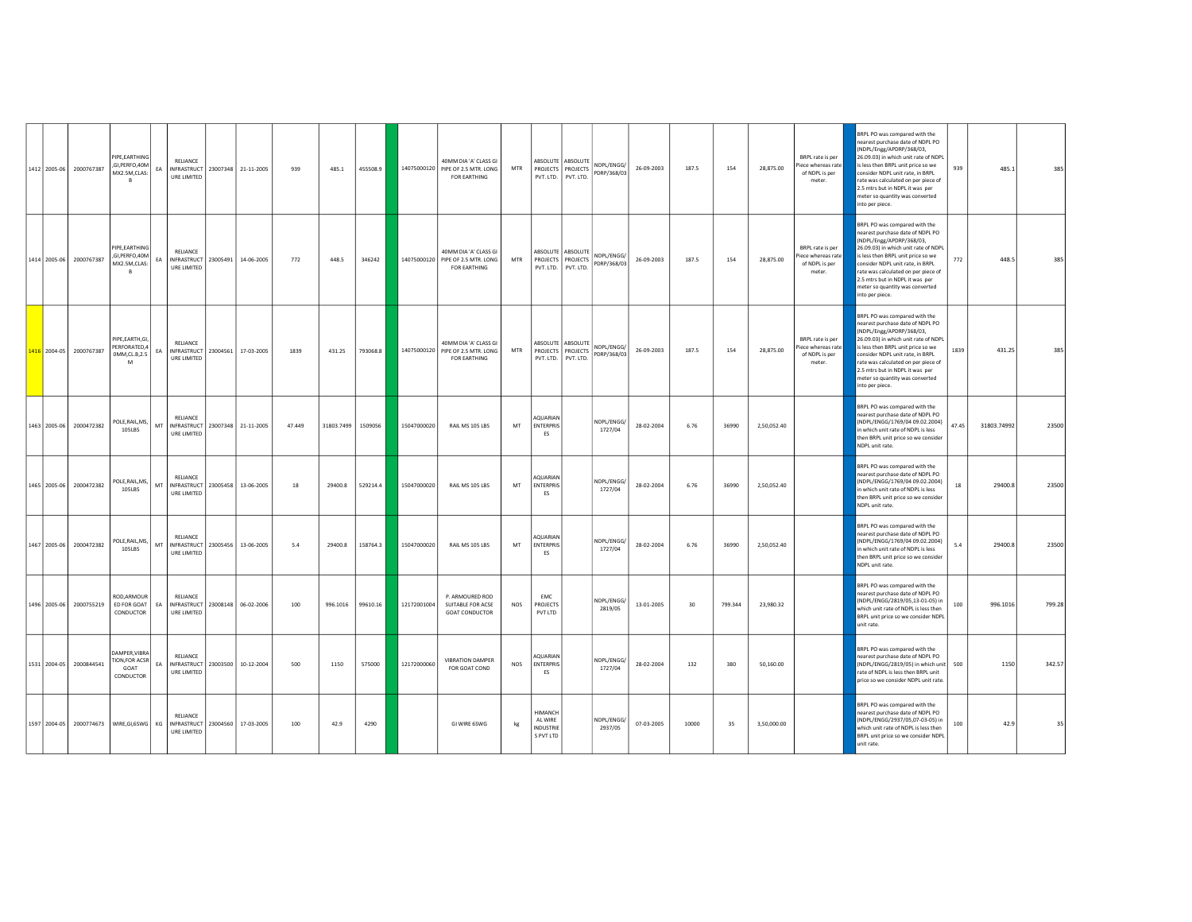| | | | | | | | | | | | | | | | | | | | | | | | | | | | |
|---|---|---|---|---|---|---|---|---|---|---|---|---|---|---|---|---|---|---|---|---|---|---|---|---|---|---|---|
| 1412 | 2005-06 | 2000767387 | PIPE,EARTHING,GI,PERFO,40MMX2.5M,CLAS:B | EA | RELIANCE INFRASTRUCTURE LIMITED | 23007348 | 21-11-2005 | 939 | 485.1 | 455508.9 | | 14075000120 | 40MM DIA 'A' CLASS GI PIPE OF 2.5 MTR. LONG FOR EARTHING | MTR | ABSOLUTE PROJECTS PVT. LTD. | ABSOLUTE PROJECTS PVT. LTD. | NDPL/ENGG/PDRP/368/03 | 26-09-2003 | 187.5 | 154 | 28,875.00 | BRPL rate is per Piece whereas rate of NDPL is per meter. | | BRPL PO was compared with the nearest purchase date of NDPL PO (NDPL/Engg/APDRP/368/03, 26.09.03) in which unit rate of NDPL is less then BRPL unit price so we consider NDPL unit rate, in BRPL rate was calculated on per piece of 2.5 mtrs but in NDPL it was per meter so quantity was converted into per piece. | 939 | 485.1 | 385 |
| 1414 | 2005-06 | 2000767387 | PIPE,EARTHING,GI,PERFO,40MMX2.5M,CLAS:B | EA | RELIANCE INFRASTRUCTURE LIMITED | 23005491 | 14-06-2005 | 772 | 448.5 | 346242 | | 14075000120 | 40MM DIA 'A' CLASS GI PIPE OF 2.5 MTR. LONG FOR EARTHING | MTR | ABSOLUTE PROJECTS PVT. LTD. | ABSOLUTE PROJECTS PVT. LTD. | NDPL/ENGG/PDRP/368/03 | 26-09-2003 | 187.5 | 154 | 28,875.00 | BRPL rate is per Piece whereas rate of NDPL is per meter. | | BRPL PO was compared with the nearest purchase date of NDPL PO (NDPL/Engg/APDRP/368/03, 26.09.03) in which unit rate of NDPL is less then BRPL unit price so we consider NDPL unit rate, in BRPL rate was calculated on per piece of 2.5 mtrs but in NDPL it was per meter so quantity was converted into per piece. | 772 | 448.5 | 385 |
| 1416 | 2004-05 | 2000767387 | PIPE,EARTH,GI,PERFORATED,40MM,CL.B,2.5M | EA | RELIANCE INFRASTRUCTURE LIMITED | 23004561 | 17-03-2005 | 1839 | 431.25 | 793068.8 | | 14075000120 | 40MM DIA 'A' CLASS GI PIPE OF 2.5 MTR. LONG FOR EARTHING | MTR | ABSOLUTE PROJECTS PVT. LTD. | ABSOLUTE PROJECTS PVT. LTD. | NDPL/ENGG/PDRP/368/03 | 26-09-2003 | 187.5 | 154 | 28,875.00 | BRPL rate is per Piece whereas rate of NDPL is per meter. | | BRPL PO was compared with the nearest purchase date of NDPL PO (NDPL/Engg/APDRP/368/03, 26.09.03) in which unit rate of NDPL is less then BRPL unit price so we consider NDPL unit rate, in BRPL rate was calculated on per piece of 2.5 mtrs but in NDPL it was per meter so quantity was converted into per piece. | 1839 | 431.25 | 385 |
| 1463 | 2005-06 | 2000472382 | POLE,RAIL,MS,105LBS | MT | RELIANCE INFRASTRUCTURE LIMITED | 23007348 | 21-11-2005 | 47.449 | 31803.7499 | 1509056 | | 15047000020 | RAIL MS 105 LBS | MT | AQUARIAN ENTERPRISES | | NDPL/ENGG/1727/04 | 28-02-2004 | 6.76 | 36990 | 2,50,052.40 | | | BRPL PO was compared with the nearest purchase date of NDPL PO (NDPL/ENGG/1769/04 09.02.2004) in which unit rate of NDPL is less then BRPL unit price so we consider NDPL unit rate. | 47.45 | 31803.74992 | 23500 |
| 1465 | 2005-06 | 2000472382 | POLE,RAIL,MS,105LBS | MT | RELIANCE INFRASTRUCTURE LIMITED | 23005458 | 13-06-2005 | 18 | 29400.8 | 529214.4 | | 15047000020 | RAIL MS 105 LBS | MT | AQUARIAN ENTERPRISES | | NDPL/ENGG/1727/04 | 28-02-2004 | 6.76 | 36990 | 2,50,052.40 | | | BRPL PO was compared with the nearest purchase date of NDPL PO (NDPL/ENGG/1769/04 09.02.2004) in which unit rate of NDPL is less then BRPL unit price so we consider NDPL unit rate. | 18 | 29400.8 | 23500 |
| 1467 | 2005-06 | 2000472382 | POLE,RAIL,MS,105LBS | MT | RELIANCE INFRASTRUCTURE LIMITED | 23005456 | 13-06-2005 | 5.4 | 29400.8 | 158764.3 | | 15047000020 | RAIL MS 105 LBS | MT | AQUARIAN ENTERPRISES | | NDPL/ENGG/1727/04 | 28-02-2004 | 6.76 | 36990 | 2,50,052.40 | | | BRPL PO was compared with the nearest purchase date of NDPL PO (NDPL/ENGG/1769/04 09.02.2004) in which unit rate of NDPL is less then BRPL unit price so we consider NDPL unit rate. | 5.4 | 29400.8 | 23500 |
| 1496 | 2005-06 | 2000755219 | ROD,ARMOURED FOR GOAT CONDUCTOR | EA | RELIANCE INFRASTRUCTURE LIMITED | 23008148 | 06-02-2006 | 100 | 996.1016 | 99610.16 | | 12172001004 | P. ARMOURED ROD SUITABLE FOR ACSE GOAT CONDUCTOR | NOS | EMC PROJECTS PVT LTD | | NDPL/ENGG/2819/05 | 13-01-2005 | 30 | 799.344 | 23,980.32 | | | BRPL PO was compared with the nearest purchase date of NDPL PO (NDPL/ENGG/2819/05,13-01-05) in which unit rate of NDPL is less then BRPL unit price so we consider NDPL unit rate. | 100 | 996.1016 | 799.28 |
| 1531 | 2004-05 | 2000844541 | DAMPER,VIBRATION,FOR ACSR GOAT CONDUCTOR | EA | RELIANCE INFRASTRUCTURE LIMITED | 23003500 | 10-12-2004 | 500 | 1150 | 575000 | | 12172000060 | VIBRATION DAMPER FOR GOAT COND | NOS | AQUARIAN ENTERPRISES | | NDPL/ENGG/1727/04 | 28-02-2004 | 132 | 380 | 50,160.00 | | | BRPL PO was compared with the nearest purchase date of NDPL PO (NDPL/ENGG/2819/05) in which unit rate of NDPL is less then BRPL unit price so we consider NDPL unit rate. | 500 | 1150 | 342.57 |
| 1597 | 2004-05 | 2000774673 | WIRE,GI,6SWG | KG | RELIANCE INFRASTRUCTURE LIMITED | 23004560 | 17-03-2005 | 100 | 42.9 | 4290 | | | GI WIRE 6SWG | kg | HIMANCHAL WIRE INDUSTRIES PVT LTD | | NDPL/ENGG/2937/05 | 07-03-2005 | 10000 | 35 | 3,50,000.00 | | | BRPL PO was compared with the nearest purchase date of NDPL PO (NDPL/ENGG/2937/05,07-03-05) in which unit rate of NDPL is less then BRPL unit price so we consider NDPL unit rate. | 100 | 42.9 | 35 |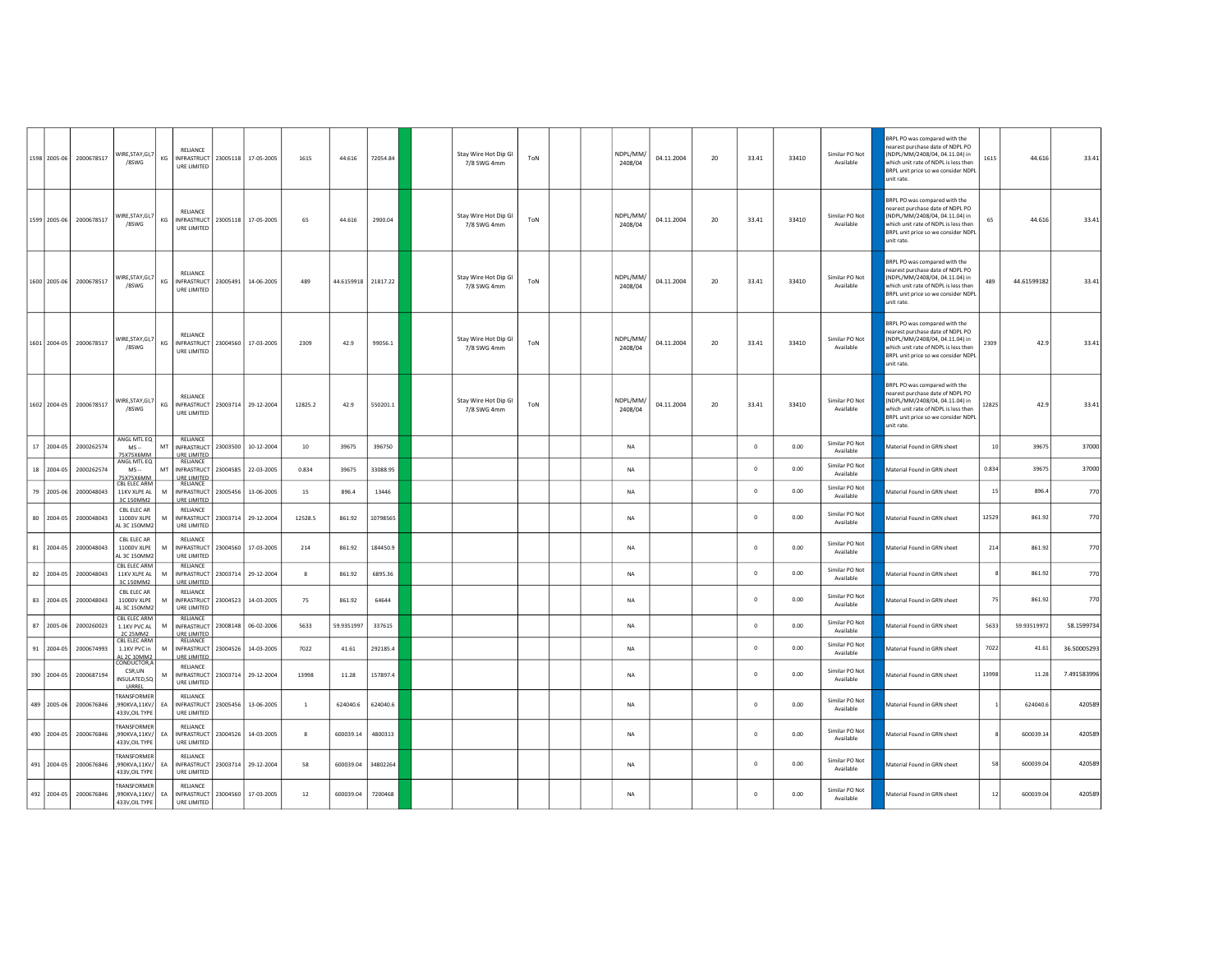| | | | | | | | | | | | | | | | | | | | | | | | | | | | | |
|---|---|---|---|---|---|---|---|---|---|---|---|---|---|---|---|---|---|---|---|---|---|---|---|---|---|---|---|---|
| 1598 | 2005-06 | 2000678517 | WIRE,STAY,GI,7/8SWG | KG | RELIANCE INFRASTRUCTURE LIMITED | 23005118 | 17-05-2005 | 1615 | 44.616 | 72054.84 | | | Stay Wire Hot Dip GI 7/8 SWG 4mm | ToN | | | NDPL/MM/2408/04 | 04.11.2004 | 20 | 33.41 | 33410 | Similar PO Not Available | | BRPL PO was compared with the nearest purchase date of NDPL PO (NDPL/MM/2408/04, 04.11.04) in which unit rate of NDPL is less then BRPL unit price so we consider NDPL unit rate. | 1615 | 44.616 | 33.41 |
| 1599 | 2005-06 | 2000678517 | WIRE,STAY,GI,7/8SWG | KG | RELIANCE INFRASTRUCTURE LIMITED | 23005118 | 17-05-2005 | 65 | 44.616 | 2900.04 | | | Stay Wire Hot Dip GI 7/8 SWG 4mm | ToN | | | NDPL/MM/2408/04 | 04.11.2004 | 20 | 33.41 | 33410 | Similar PO Not Available | | BRPL PO was compared with the nearest purchase date of NDPL PO (NDPL/MM/2408/04, 04.11.04) in which unit rate of NDPL is less then BRPL unit price so we consider NDPL unit rate. | 65 | 44.616 | 33.41 |
| 1600 | 2005-06 | 2000678517 | WIRE,STAY,GI,7/8SWG | KG | RELIANCE INFRASTRUCTURE LIMITED | 23005491 | 14-06-2005 | 489 | 44.6159918 | 21817.22 | | | Stay Wire Hot Dip GI 7/8 SWG 4mm | ToN | | | NDPL/MM/2408/04 | 04.11.2004 | 20 | 33.41 | 33410 | Similar PO Not Available | | BRPL PO was compared with the nearest purchase date of NDPL PO (NDPL/MM/2408/04, 04.11.04) in which unit rate of NDPL is less then BRPL unit price so we consider NDPL unit rate. | 489 | 44.61599182 | 33.41 |
| 1601 | 2004-05 | 2000678517 | WIRE,STAY,GI,7/8SWG | KG | RELIANCE INFRASTRUCTURE LIMITED | 23004560 | 17-03-2005 | 2309 | 42.9 | 99056.1 | | | Stay Wire Hot Dip GI 7/8 SWG 4mm | ToN | | | NDPL/MM/2408/04 | 04.11.2004 | 20 | 33.41 | 33410 | Similar PO Not Available | | BRPL PO was compared with the nearest purchase date of NDPL PO (NDPL/MM/2408/04, 04.11.04) in which unit rate of NDPL is less then BRPL unit price so we consider NDPL unit rate. | 2309 | 42.9 | 33.41 |
| 1602 | 2004-05 | 2000678517 | WIRE,STAY,GI,7/8SWG | KG | RELIANCE INFRASTRUCTURE LIMITED | 23003714 | 29-12-2004 | 12825.2 | 42.9 | 550201.1 | | | Stay Wire Hot Dip GI 7/8 SWG 4mm | ToN | | | NDPL/MM/2408/04 | 04.11.2004 | 20 | 33.41 | 33410 | Similar PO Not Available | | BRPL PO was compared with the nearest purchase date of NDPL PO (NDPL/MM/2408/04, 04.11.04) in which unit rate of NDPL is less then BRPL unit price so we consider NDPL unit rate. | 12825 | 42.9 | 33.41 |
| 17 | 2004-05 | 2000262574 | ANGL MTL EQ MS -- 75X75X6MM | MT | RELIANCE INFRASTRUCTURE LIMITED | 23003500 | 10-12-2004 | 10 | 39675 | 396750 | | | | | | | NA | | | 0 | 0.00 | Similar PO Not Available | | Material Found in GRN sheet | 10 | 39675 | 37000 |
| 18 | 2004-05 | 2000262574 | ANGL MTL EQ MS -- 75X75X6MM | MT | RELIANCE INFRASTRUCTURE LIMITED | 23004585 | 22-03-2005 | 0.834 | 39675 | 33088.95 | | | | | | | NA | | | 0 | 0.00 | Similar PO Not Available | | Material Found in GRN sheet | 0.834 | 39675 | 37000 |
| 79 | 2005-06 | 2000048043 | CBL ELEC ARM 11KV XLPE AL 3C 150MM2 | M | RELIANCE INFRASTRUCTURE LIMITED | 23005456 | 13-06-2005 | 15 | 896.4 | 13446 | | | | | | | NA | | | 0 | 0.00 | Similar PO Not Available | | Material Found in GRN sheet | 15 | 896.4 | 770 |
| 80 | 2004-05 | 2000048043 | CBL ELEC AR 11000V XLPE AL 3C 150MM2 | M | RELIANCE INFRASTRUCTURE LIMITED | 23003714 | 29-12-2004 | 12528.5 | 861.92 | 10798565 | | | | | | | NA | | | 0 | 0.00 | Similar PO Not Available | | Material Found in GRN sheet | 12529 | 861.92 | 770 |
| 81 | 2004-05 | 2000048043 | CBL ELEC AR 11000V XLPE AL 3C 150MM2 | M | RELIANCE INFRASTRUCTURE LIMITED | 23004560 | 17-03-2005 | 214 | 861.92 | 184450.9 | | | | | | | NA | | | 0 | 0.00 | Similar PO Not Available | | Material Found in GRN sheet | 214 | 861.92 | 770 |
| 82 | 2004-05 | 2000048043 | CBL ELEC ARM 11KV XLPE AL 3C 150MM2 | M | RELIANCE INFRASTRUCTURE LIMITED | 23003714 | 29-12-2004 | 8 | 861.92 | 6895.36 | | | | | | | NA | | | 0 | 0.00 | Similar PO Not Available | | Material Found in GRN sheet | 8 | 861.92 | 770 |
| 83 | 2004-05 | 2000048043 | CBL ELEC AR 11000V XLPE AL 3C 150MM2 | M | RELIANCE INFRASTRUCTURE LIMITED | 23004523 | 14-03-2005 | 75 | 861.92 | 64644 | | | | | | | NA | | | 0 | 0.00 | Similar PO Not Available | | Material Found in GRN sheet | 75 | 861.92 | 770 |
| 87 | 2005-06 | 2000260023 | CBL ELEC ARM 1.1KV PVC AL 2C 25MM2 | M | RELIANCE INFRASTRUCTURE LIMITED | 23008148 | 06-02-2006 | 5633 | 59.9351997 | 337615 | | | | | | | NA | | | 0 | 0.00 | Similar PO Not Available | | Material Found in GRN sheet | 5633 | 59.93519972 | 58.1599734 |
| 91 | 2004-05 | 2000674993 | CBL ELEC ARM 1.1KV PVC in AL 2C 10MM2 | M | RELIANCE INFRASTRUCTURE LIMITED | 23004526 | 14-03-2005 | 7022 | 41.61 | 292185.4 | | | | | | | NA | | | 0 | 0.00 | Similar PO Not Available | | Material Found in GRN sheet | 7022 | 41.61 | 36.50005293 |
| 390 | 2004-05 | 2000687194 | CONDUCTOR,ACSR,UN INSULATED,SQUIRREL | M | RELIANCE INFRASTRUCTURE LIMITED | 23003714 | 29-12-2004 | 13998 | 11.28 | 157897.4 | | | | | | | NA | | | 0 | 0.00 | Similar PO Not Available | | Material Found in GRN sheet | 13998 | 11.28 | 7.491583996 |
| 489 | 2005-06 | 2000676846 | TRANSFORMER,990KVA,11KV/433V,OIL TYPE | EA | RELIANCE INFRASTRUCTURE LIMITED | 23005456 | 13-06-2005 | 1 | 624040.6 | 624040.6 | | | | | | | NA | | | 0 | 0.00 | Similar PO Not Available | | Material Found in GRN sheet | 1 | 624040.6 | 420589 |
| 490 | 2004-05 | 2000676846 | TRANSFORMER,990KVA,11KV/433V,OIL TYPE | EA | RELIANCE INFRASTRUCTURE LIMITED | 23004526 | 14-03-2005 | 8 | 600039.14 | 4800313 | | | | | | | NA | | | 0 | 0.00 | Similar PO Not Available | | Material Found in GRN sheet | 8 | 600039.14 | 420589 |
| 491 | 2004-05 | 2000676846 | TRANSFORMER,990KVA,11KV/433V,OIL TYPE | EA | RELIANCE INFRASTRUCTURE LIMITED | 23003714 | 29-12-2004 | 58 | 600039.04 | 34802264 | | | | | | | NA | | | 0 | 0.00 | Similar PO Not Available | | Material Found in GRN sheet | 58 | 600039.04 | 420589 |
| 492 | 2004-05 | 2000676846 | TRANSFORMER,990KVA,11KV/433V,OIL TYPE | EA | RELIANCE INFRASTRUCTURE LIMITED | 23004560 | 17-03-2005 | 12 | 600039.04 | 7200468 | | | | | | | NA | | | 0 | 0.00 | Similar PO Not Available | | Material Found in GRN sheet | 12 | 600039.04 | 420589 |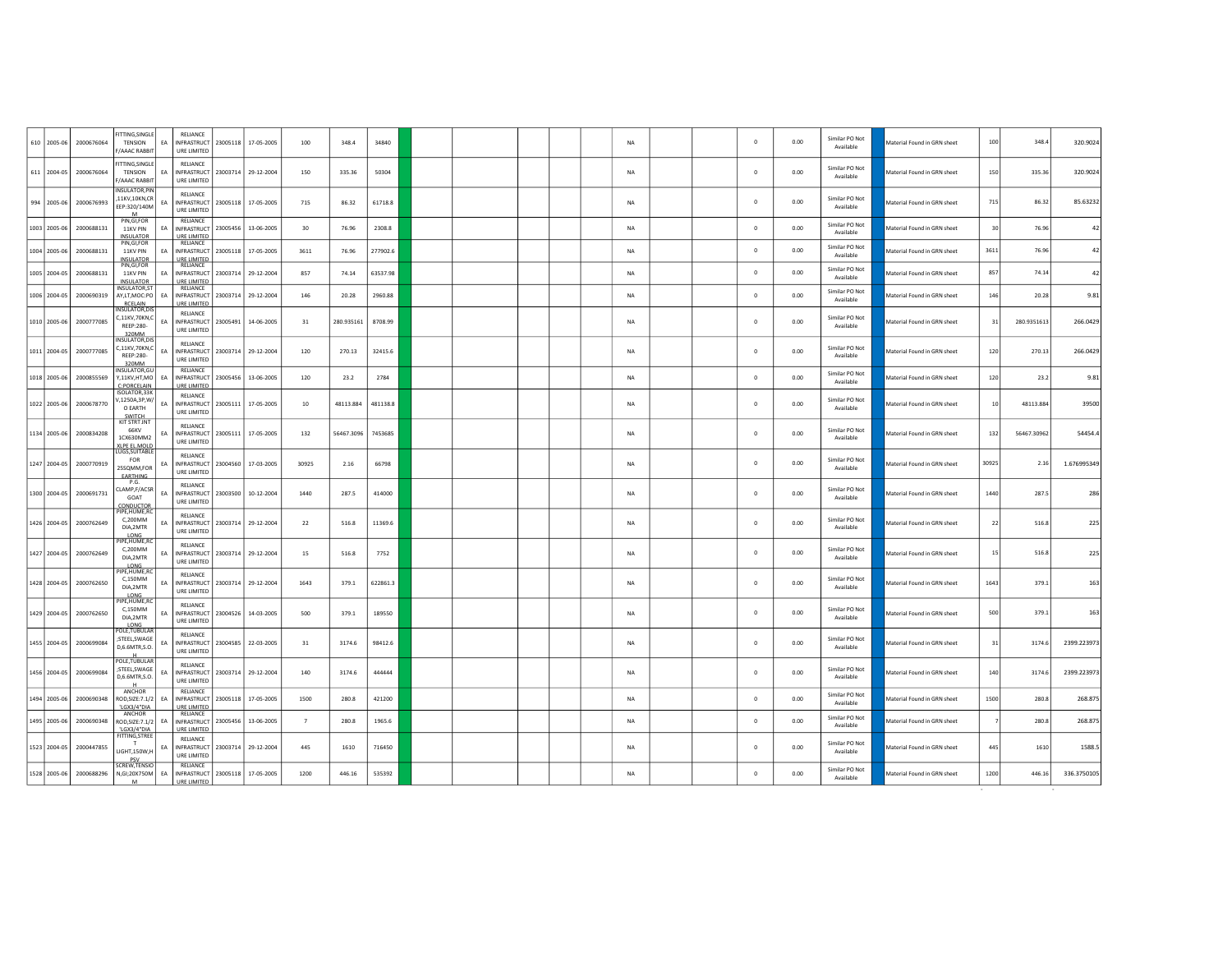| | | | | | | | | | | | | | | | | | | | | | | | | | |
|---|---|---|---|---|---|---|---|---|---|---|---|---|---|---|---|---|---|---|---|---|---|---|---|---|---|
| 610 | 2005-06 | 2000676064 | FITTING,SINGLE TENSION F/AAAC RABBIT | EA | RELIANCE INFRASTRUCTURE LIMITED | 23005118 | 17-05-2005 | 100 | 348.4 | 34840 | | | | | | NA | | | 0 | 0.00 | Similar PO Not Available | | Material Found in GRN sheet | 100 | 348.4 | 320.9024 |
| 611 | 2004-05 | 2000676064 | FITTING,SINGLE TENSION F/AAAC RABBIT | EA | RELIANCE INFRASTRUCTURE LIMITED | 23003714 | 29-12-2004 | 150 | 335.36 | 50304 | | | | | | NA | | | 0 | 0.00 | Similar PO Not Available | | Material Found in GRN sheet | 150 | 335.36 | 320.9024 |
| 994 | 2005-06 | 2000676993 | INSULATOR,PIN,11KV,10KN,CREEP:320/140MM | EA | RELIANCE INFRASTRUCTURE LIMITED | 23005118 | 17-05-2005 | 715 | 86.32 | 61718.8 | | | | | | NA | | | 0 | 0.00 | Similar PO Not Available | | Material Found in GRN sheet | 715 | 86.32 | 85.63232 |
| 1003 | 2005-06 | 2000688131 | PIN,GI,FOR 11KV PIN INSULATOR | EA | RELIANCE INFRASTRUCTURE LIMITED | 23005456 | 13-06-2005 | 30 | 76.96 | 2308.8 | | | | | | NA | | | 0 | 0.00 | Similar PO Not Available | | Material Found in GRN sheet | 30 | 76.96 | 42 |
| 1004 | 2005-06 | 2000688131 | PIN,GI,FOR 11KV PIN INSULATOR | EA | RELIANCE INFRASTRUCTURE LIMITED | 23005118 | 17-05-2005 | 3611 | 76.96 | 277902.6 | | | | | | NA | | | 0 | 0.00 | Similar PO Not Available | | Material Found in GRN sheet | 3611 | 76.96 | 42 |
| 1005 | 2004-05 | 2000688131 | PIN,GI,FOR 11KV PIN INSULATOR | EA | RELIANCE INFRASTRUCTURE LIMITED | 23003714 | 29-12-2004 | 857 | 74.14 | 63537.98 | | | | | | NA | | | 0 | 0.00 | Similar PO Not Available | | Material Found in GRN sheet | 857 | 74.14 | 42 |
| 1006 | 2004-05 | 2000690319 | INSULATOR,STAY,LT,MOC:PORCELAIN | EA | RELIANCE INFRASTRUCTURE LIMITED | 23003714 | 29-12-2004 | 146 | 20.28 | 2960.88 | | | | | | NA | | | 0 | 0.00 | Similar PO Not Available | | Material Found in GRN sheet | 146 | 20.28 | 9.81 |
| 1010 | 2005-06 | 2000777085 | INSULATOR,DISC,11KV,70KN,CREEP:280-320MM | EA | RELIANCE INFRASTRUCTURE LIMITED | 23005491 | 14-06-2005 | 31 | 280.935161 | 8708.99 | | | | | | NA | | | 0 | 0.00 | Similar PO Not Available | | Material Found in GRN sheet | 31 | 280.9351613 | 266.0429 |
| 1011 | 2004-05 | 2000777085 | INSULATOR,DISC,11KV,70KN,CREEP:280-320MM | EA | RELIANCE INFRASTRUCTURE LIMITED | 23003714 | 29-12-2004 | 120 | 270.13 | 32415.6 | | | | | | NA | | | 0 | 0.00 | Similar PO Not Available | | Material Found in GRN sheet | 120 | 270.13 | 266.0429 |
| 1018 | 2005-06 | 2000855569 | INSULATOR,GUY,11KV,HT,MOC:PORCELAIN | EA | RELIANCE INFRASTRUCTURE LIMITED | 23005456 | 13-06-2005 | 120 | 23.2 | 2784 | | | | | | NA | | | 0 | 0.00 | Similar PO Not Available | | Material Found in GRN sheet | 120 | 23.2 | 9.81 |
| 1022 | 2005-06 | 2000678770 | ISOLATOR,33KV,1250A,3P,W/O EARTH SWITCH | EA | RELIANCE INFRASTRUCTURE LIMITED | 23005111 | 17-05-2005 | 10 | 48113.884 | 481138.8 | | | | | | NA | | | 0 | 0.00 | Similar PO Not Available | | Material Found in GRN sheet | 10 | 48113.884 | 39500 |
| 1134 | 2005-06 | 2000834208 | KIT STRT JNT 66KV 1CX630MM2 XLPE EL.MOLD | EA | RELIANCE INFRASTRUCTURE LIMITED | 23005111 | 17-05-2005 | 132 | 56467.3096 | 7453685 | | | | | | NA | | | 0 | 0.00 | Similar PO Not Available | | Material Found in GRN sheet | 132 | 56467.30962 | 54454.4 |
| 1247 | 2004-05 | 2000770919 | LUGS,SUITABLE FOR 25SQMM,FOR EARTHING | EA | RELIANCE INFRASTRUCTURE LIMITED | 23004560 | 17-03-2005 | 30925 | 2.16 | 66798 | | | | | | NA | | | 0 | 0.00 | Similar PO Not Available | | Material Found in GRN sheet | 30925 | 2.16 | 1.676995349 |
| 1300 | 2004-05 | 2000691731 | P.G. CLAMP,F/ACSR GOAT CONDUCTOR | EA | RELIANCE INFRASTRUCTURE LIMITED | 23003500 | 10-12-2004 | 1440 | 287.5 | 414000 | | | | | | NA | | | 0 | 0.00 | Similar PO Not Available | | Material Found in GRN sheet | 1440 | 287.5 | 286 |
| 1426 | 2004-05 | 2000762649 | PIPE,HUME,RCC,200MM DIA,2MTR LONG | EA | RELIANCE INFRASTRUCTURE LIMITED | 23003714 | 29-12-2004 | 22 | 516.8 | 11369.6 | | | | | | NA | | | 0 | 0.00 | Similar PO Not Available | | Material Found in GRN sheet | 22 | 516.8 | 225 |
| 1427 | 2004-05 | 2000762649 | PIPE,HUME,RCC,200MM DIA,2MTR LONG | EA | RELIANCE INFRASTRUCTURE LIMITED | 23003714 | 29-12-2004 | 15 | 516.8 | 7752 | | | | | | NA | | | 0 | 0.00 | Similar PO Not Available | | Material Found in GRN sheet | 15 | 516.8 | 225 |
| 1428 | 2004-05 | 2000762650 | PIPE,HUME,RCC,150MM DIA,2MTR LONG | EA | RELIANCE INFRASTRUCTURE LIMITED | 23003714 | 29-12-2004 | 1643 | 379.1 | 622861.3 | | | | | | NA | | | 0 | 0.00 | Similar PO Not Available | | Material Found in GRN sheet | 1643 | 379.1 | 163 |
| 1429 | 2004-05 | 2000762650 | PIPE,HUME,RCC,150MM DIA,2MTR LONG | EA | RELIANCE INFRASTRUCTURE LIMITED | 23004526 | 14-03-2005 | 500 | 379.1 | 189550 | | | | | | NA | | | 0 | 0.00 | Similar PO Not Available | | Material Found in GRN sheet | 500 | 379.1 | 163 |
| 1455 | 2004-05 | 2000699084 | POLE,TUBULAR,STEEL,SWAGED,6.6MTR,S.O.H | EA | RELIANCE INFRASTRUCTURE LIMITED | 23004585 | 22-03-2005 | 31 | 3174.6 | 98412.6 | | | | | | NA | | | 0 | 0.00 | Similar PO Not Available | | Material Found in GRN sheet | 31 | 3174.6 | 2399.223973 |
| 1456 | 2004-05 | 2000699084 | POLE,TUBULAR,STEEL,SWAGED,6.6MTR,S.O.H | EA | RELIANCE INFRASTRUCTURE LIMITED | 23003714 | 29-12-2004 | 140 | 3174.6 | 444444 | | | | | | NA | | | 0 | 0.00 | Similar PO Not Available | | Material Found in GRN sheet | 140 | 3174.6 | 2399.223973 |
| 1494 | 2005-06 | 2000690348 | ANCHOR ROD,SIZE:7.1/2'LGX3/4"DIA | EA | RELIANCE INFRASTRUCTURE LIMITED | 23005118 | 17-05-2005 | 1500 | 280.8 | 421200 | | | | | | NA | | | 0 | 0.00 | Similar PO Not Available | | Material Found in GRN sheet | 1500 | 280.8 | 268.875 |
| 1495 | 2005-06 | 2000690348 | ANCHOR ROD,SIZE:7.1/2'LGX3/4"DIA | EA | RELIANCE INFRASTRUCTURE LIMITED | 23005456 | 13-06-2005 | 7 | 280.8 | 1965.6 | | | | | | NA | | | 0 | 0.00 | Similar PO Not Available | | Material Found in GRN sheet | 7 | 280.8 | 268.875 |
| 1523 | 2004-05 | 2000447855 | FITTING,STREET LIGHT,150W,HPSV | EA | RELIANCE INFRASTRUCTURE LIMITED | 23003714 | 29-12-2004 | 445 | 1610 | 716450 | | | | | | NA | | | 0 | 0.00 | Similar PO Not Available | | Material Found in GRN sheet | 445 | 1610 | 1588.5 |
| 1528 | 2005-06 | 2000688296 | SCREW,TENSION,GI,20X750MM | EA | RELIANCE INFRASTRUCTURE LIMITED | 23005118 | 17-05-2005 | 1200 | 446.16 | 535392 | | | | | | NA | | | 0 | 0.00 | Similar PO Not Available | | Material Found in GRN sheet | 1200 | 446.16 | 336.3750105 |